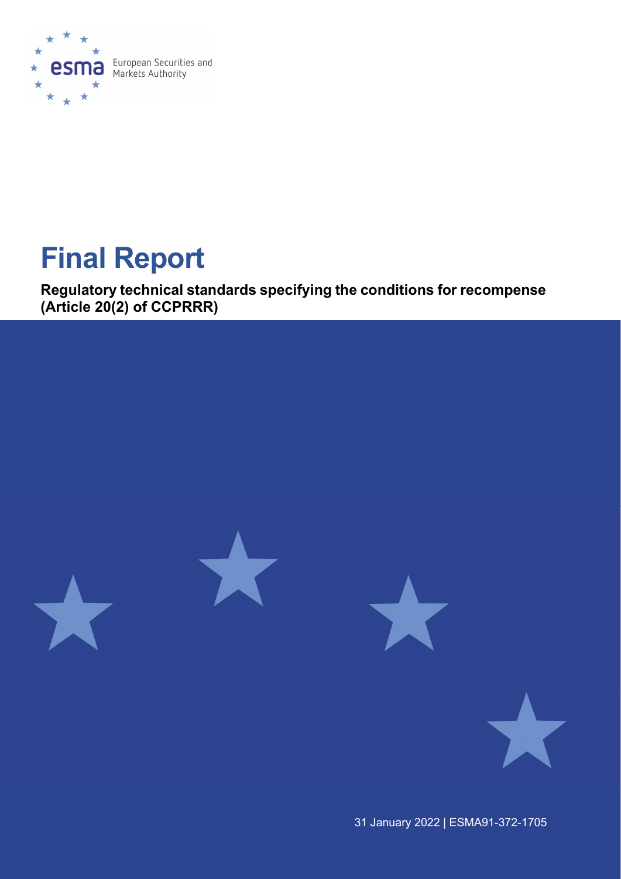European Securities and Markets Authority

# Final Report

**Regulatory technical standards specifying the conditions for recompense (Article 20(2) of CCPRRR)**

31 January 2022 | ESMA91-372-1705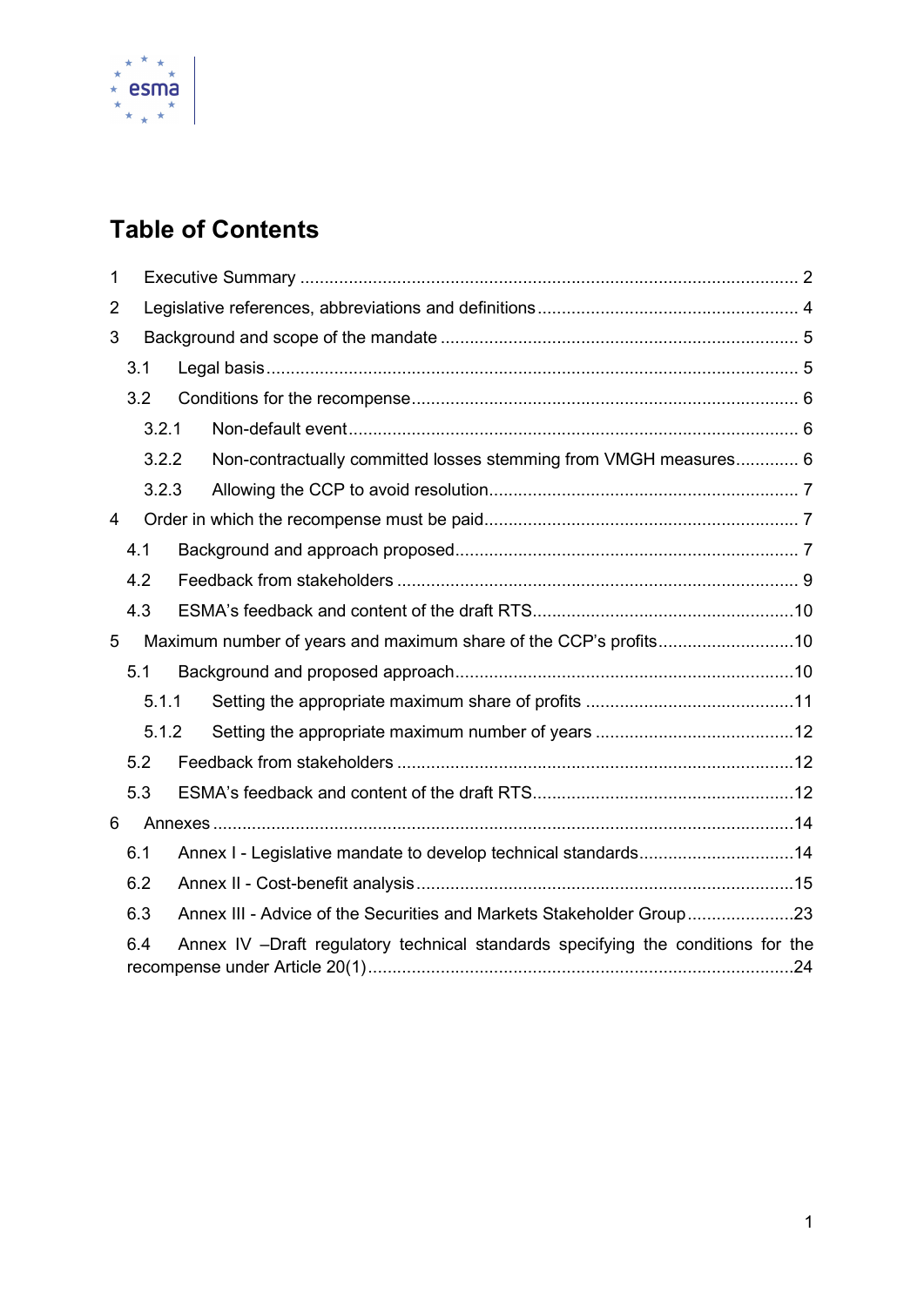# Table of Contents

1 Executive Summary ........................................................................................................ 2

2 Legislative references, abbreviations and definitions ...................................................... 4

3 Background and scope of the mandate .......................................................................... 5

3.1 Legal basis ............................................................................................................... 5

3.2 Conditions for the recompense ................................................................................. 6

3.2.1 Non-default event ............................................................................................... 6

3.2.2 Non-contractually committed losses stemming from VMGH measures ............. 6

3.2.3 Allowing the CCP to avoid resolution ................................................................. 7

4 Order in which the recompense must be paid .................................................................. 7

4.1 Background and approach proposed ........................................................................ 7

4.2 Feedback from stakeholders ..................................................................................... 9

4.3 ESMA's feedback and content of the draft RTS ....................................................... 10

5 Maximum number of years and maximum share of the CCP's profits ............................ 10

5.1 Background and proposed approach ....................................................................... 10

5.1.1 Setting the appropriate maximum share of profits ............................................ 11

5.1.2 Setting the appropriate maximum number of years .......................................... 12

5.2 Feedback from stakeholders .................................................................................... 12

5.3 ESMA's feedback and content of the draft RTS ....................................................... 12

6 Annexes ........................................................................................................................ 14

6.1 Annex I - Legislative mandate to develop technical standards ................................. 14

6.2 Annex II - Cost-benefit analysis ............................................................................... 15

6.3 Annex III - Advice of the Securities and Markets Stakeholder Group ....................... 23

6.4 Annex IV –Draft regulatory technical standards specifying the conditions for the recompense under Article 20(1) ......................................................................................... 24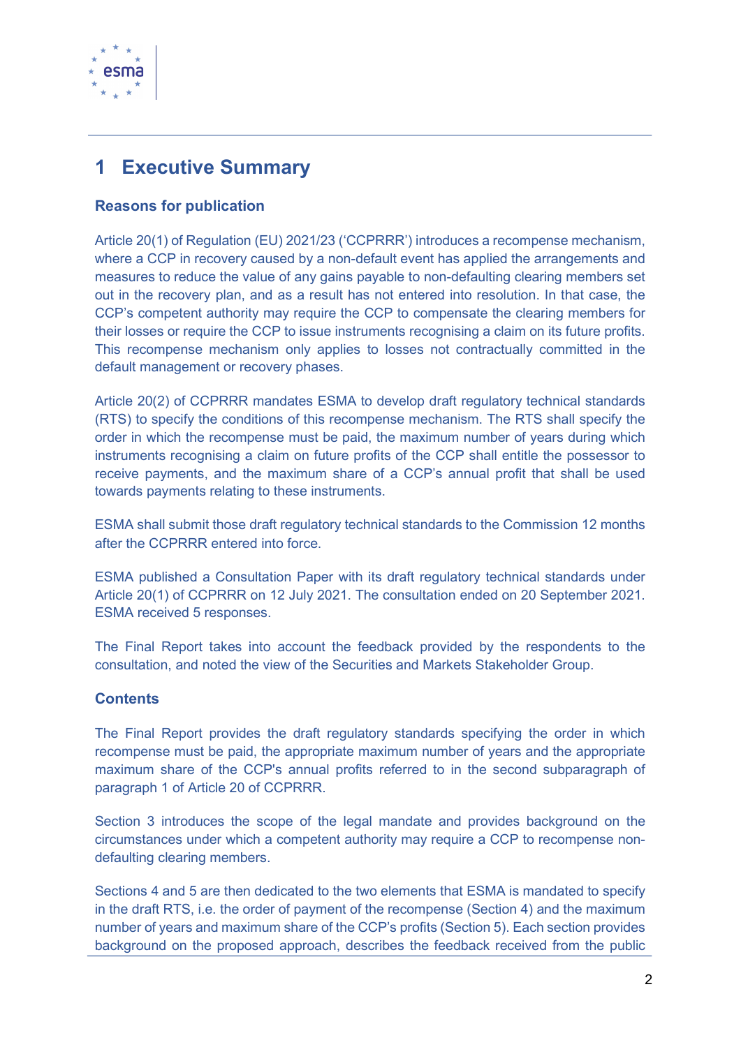# 1 Executive Summary

**Reasons for publication**

Article 20(1) of Regulation (EU) 2021/23 ('CCPRRR') introduces a recompense mechanism, where a CCP in recovery caused by a non-default event has applied the arrangements and measures to reduce the value of any gains payable to non-defaulting clearing members set out in the recovery plan, and as a result has not entered into resolution. In that case, the CCP's competent authority may require the CCP to compensate the clearing members for their losses or require the CCP to issue instruments recognising a claim on its future profits. This recompense mechanism only applies to losses not contractually committed in the default management or recovery phases.

Article 20(2) of CCPRRR mandates ESMA to develop draft regulatory technical standards (RTS) to specify the conditions of this recompense mechanism. The RTS shall specify the order in which the recompense must be paid, the maximum number of years during which instruments recognising a claim on future profits of the CCP shall entitle the possessor to receive payments, and the maximum share of a CCP's annual profit that shall be used towards payments relating to these instruments.

ESMA shall submit those draft regulatory technical standards to the Commission 12 months after the CCPRRR entered into force.

ESMA published a Consultation Paper with its draft regulatory technical standards under Article 20(1) of CCPRRR on 12 July 2021. The consultation ended on 20 September 2021. ESMA received 5 responses.

The Final Report takes into account the feedback provided by the respondents to the consultation, and noted the view of the Securities and Markets Stakeholder Group.

**Contents**

The Final Report provides the draft regulatory standards specifying the order in which recompense must be paid, the appropriate maximum number of years and the appropriate maximum share of the CCP's annual profits referred to in the second subparagraph of paragraph 1 of Article 20 of CCPRRR.

Section 3 introduces the scope of the legal mandate and provides background on the circumstances under which a competent authority may require a CCP to recompense non-defaulting clearing members.

Sections 4 and 5 are then dedicated to the two elements that ESMA is mandated to specify in the draft RTS, i.e. the order of payment of the recompense (Section 4) and the maximum number of years and maximum share of the CCP's profits (Section 5). Each section provides background on the proposed approach, describes the feedback received from the public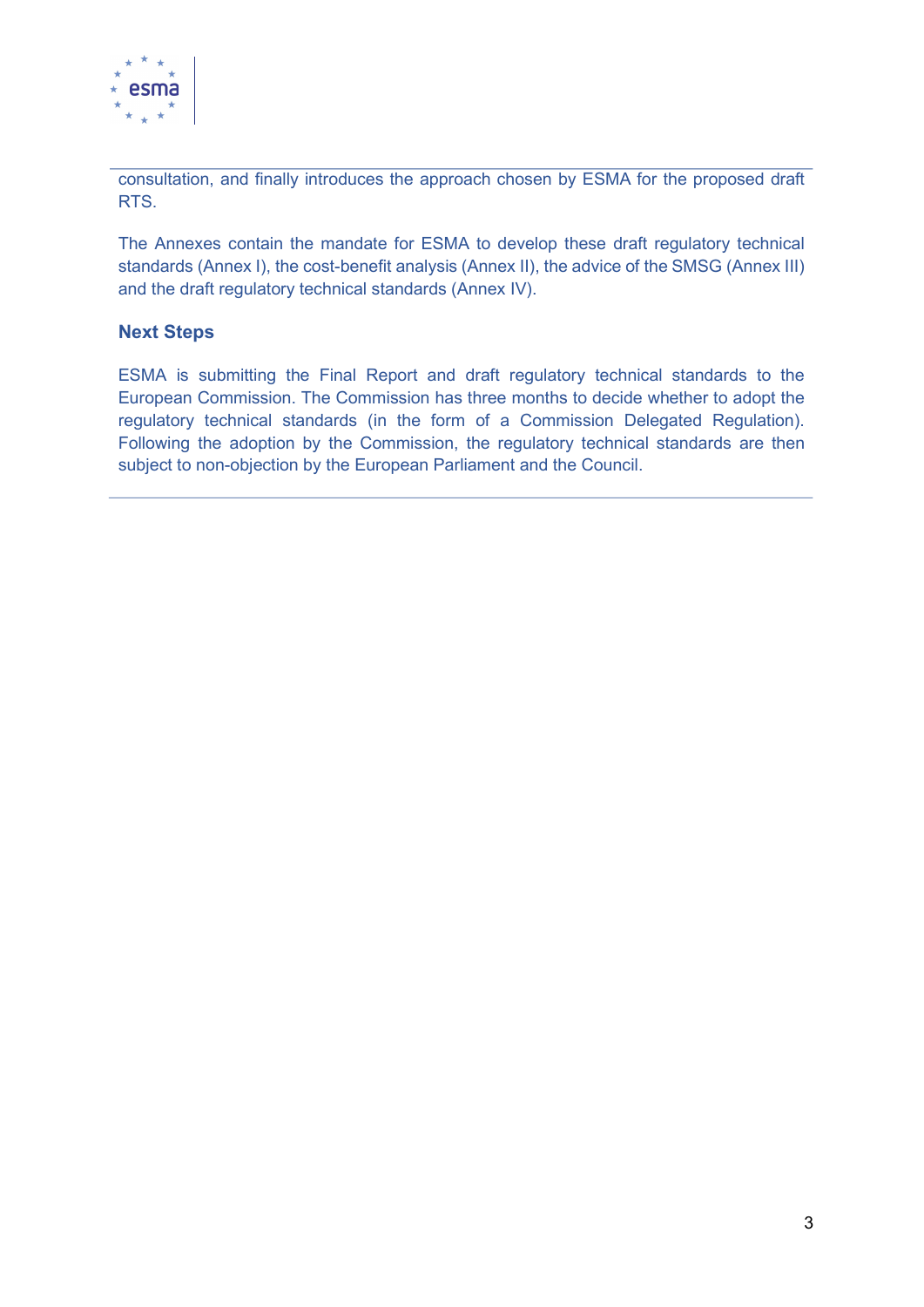consultation, and finally introduces the approach chosen by ESMA for the proposed draft RTS.

The Annexes contain the mandate for ESMA to develop these draft regulatory technical standards (Annex I), the cost-benefit analysis (Annex II), the advice of the SMSG (Annex III) and the draft regulatory technical standards (Annex IV).

## Next Steps

ESMA is submitting the Final Report and draft regulatory technical standards to the European Commission. The Commission has three months to decide whether to adopt the regulatory technical standards (in the form of a Commission Delegated Regulation). Following the adoption by the Commission, the regulatory technical standards are then subject to non-objection by the European Parliament and the Council.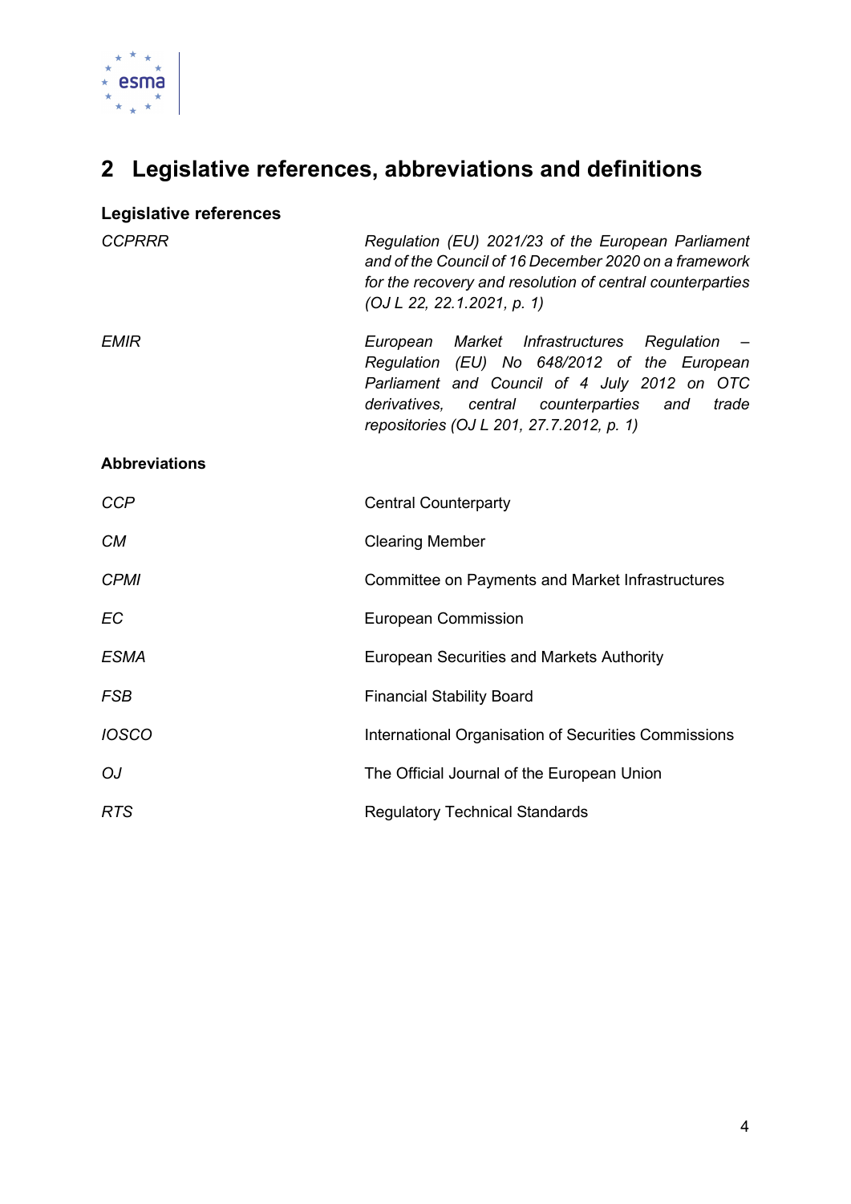# 2 Legislative references, abbreviations and definitions

## Legislative references

| | |
|---|---|
| *CCPRRR* | *Regulation (EU) 2021/23 of the European Parliament and of the Council of 16 December 2020 on a framework for the recovery and resolution of central counterparties (OJ L 22, 22.1.2021, p. 1)* |
| *EMIR* | *European Market Infrastructures Regulation – Regulation (EU) No 648/2012 of the European Parliament and Council of 4 July 2012 on OTC derivatives, central counterparties and trade repositories (OJ L 201, 27.7.2012, p. 1)* |

## Abbreviations

| | |
|---|---|
| *CCP* | Central Counterparty |
| *CM* | Clearing Member |
| *CPMI* | Committee on Payments and Market Infrastructures |
| *EC* | European Commission |
| *ESMA* | European Securities and Markets Authority |
| *FSB* | Financial Stability Board |
| *IOSCO* | International Organisation of Securities Commissions |
| *OJ* | The Official Journal of the European Union |
| *RTS* | Regulatory Technical Standards |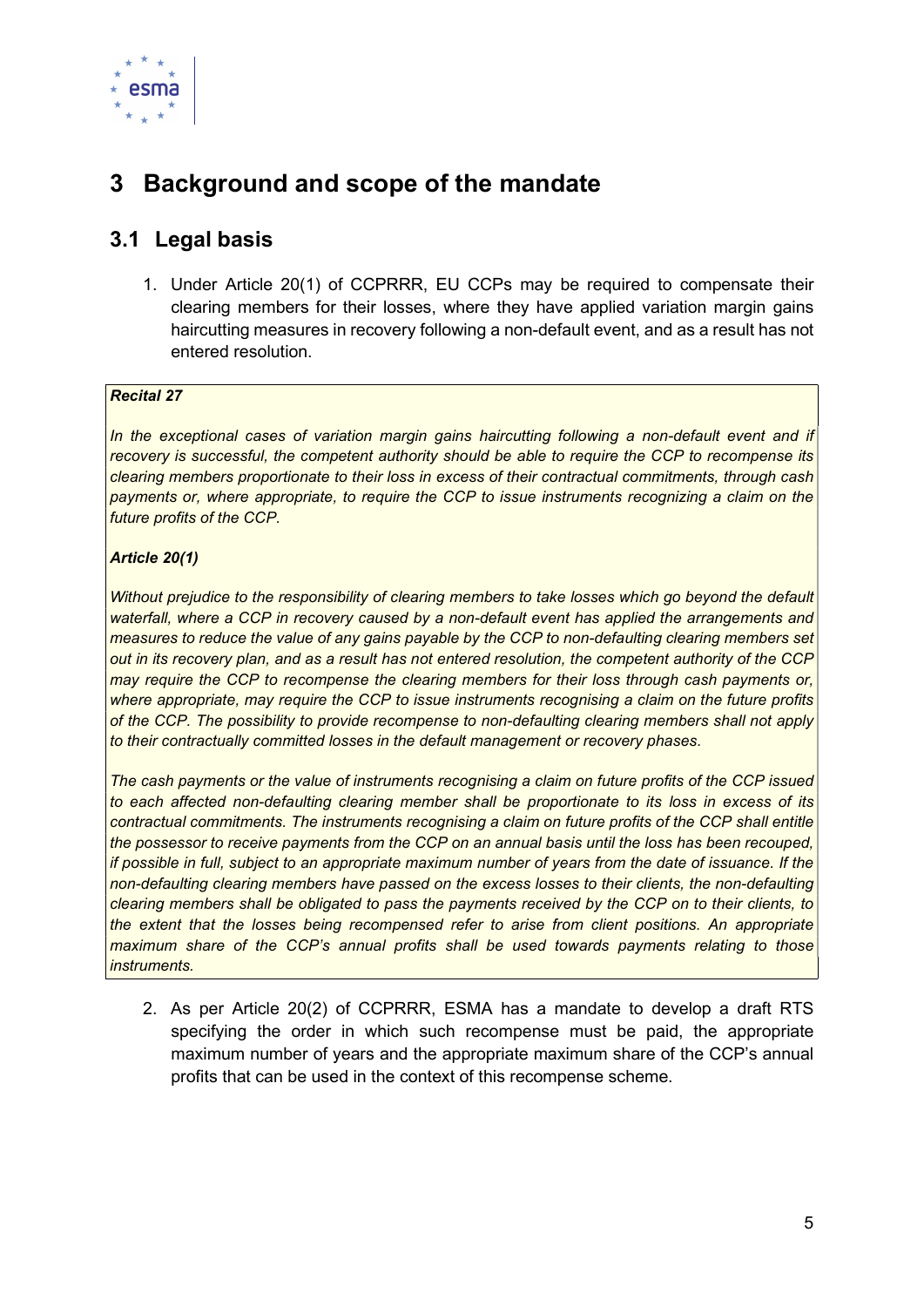# 3 Background and scope of the mandate

## 3.1 Legal basis

1. Under Article 20(1) of CCPRRR, EU CCPs may be required to compensate their clearing members for their losses, where they have applied variation margin gains haircutting measures in recovery following a non-default event, and as a result has not entered resolution.

> ***Recital 27***
>
> *In the exceptional cases of variation margin gains haircutting following a non-default event and if recovery is successful, the competent authority should be able to require the CCP to recompense its clearing members proportionate to their loss in excess of their contractual commitments, through cash payments or, where appropriate, to require the CCP to issue instruments recognizing a claim on the future profits of the CCP.*
>
> ***Article 20(1)***
>
> *Without prejudice to the responsibility of clearing members to take losses which go beyond the default waterfall, where a CCP in recovery caused by a non-default event has applied the arrangements and measures to reduce the value of any gains payable by the CCP to non-defaulting clearing members set out in its recovery plan, and as a result has not entered resolution, the competent authority of the CCP may require the CCP to recompense the clearing members for their loss through cash payments or, where appropriate, may require the CCP to issue instruments recognising a claim on the future profits of the CCP. The possibility to provide recompense to non-defaulting clearing members shall not apply to their contractually committed losses in the default management or recovery phases.*
>
> *The cash payments or the value of instruments recognising a claim on future profits of the CCP issued to each affected non-defaulting clearing member shall be proportionate to its loss in excess of its contractual commitments. The instruments recognising a claim on future profits of the CCP shall entitle the possessor to receive payments from the CCP on an annual basis until the loss has been recouped, if possible in full, subject to an appropriate maximum number of years from the date of issuance. If the non-defaulting clearing members have passed on the excess losses to their clients, the non-defaulting clearing members shall be obligated to pass the payments received by the CCP on to their clients, to the extent that the losses being recompensed refer to arise from client positions. An appropriate maximum share of the CCP's annual profits shall be used towards payments relating to those instruments.*

2. As per Article 20(2) of CCPRRR, ESMA has a mandate to develop a draft RTS specifying the order in which such recompense must be paid, the appropriate maximum number of years and the appropriate maximum share of the CCP's annual profits that can be used in the context of this recompense scheme.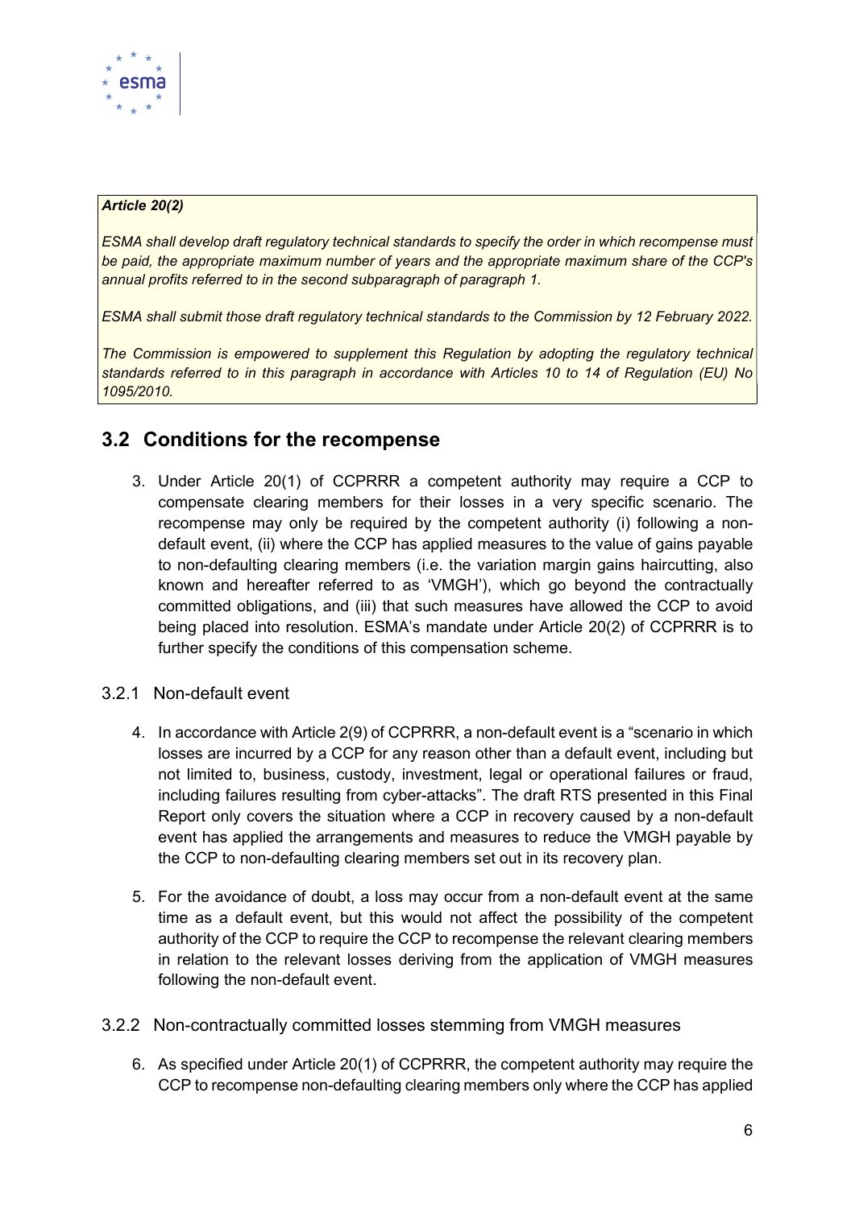***Article 20(2)***

*ESMA shall develop draft regulatory technical standards to specify the order in which recompense must be paid, the appropriate maximum number of years and the appropriate maximum share of the CCP's annual profits referred to in the second subparagraph of paragraph 1.*

*ESMA shall submit those draft regulatory technical standards to the Commission by 12 February 2022.*

*The Commission is empowered to supplement this Regulation by adopting the regulatory technical standards referred to in this paragraph in accordance with Articles 10 to 14 of Regulation (EU) No 1095/2010.*

## 3.2 Conditions for the recompense

3. Under Article 20(1) of CCPRRR a competent authority may require a CCP to compensate clearing members for their losses in a very specific scenario. The recompense may only be required by the competent authority (i) following a non-default event, (ii) where the CCP has applied measures to the value of gains payable to non-defaulting clearing members (i.e. the variation margin gains haircutting, also known and hereafter referred to as 'VMGH'), which go beyond the contractually committed obligations, and (iii) that such measures have allowed the CCP to avoid being placed into resolution. ESMA's mandate under Article 20(2) of CCPRRR is to further specify the conditions of this compensation scheme.

### 3.2.1 Non-default event

4. In accordance with Article 2(9) of CCPRRR, a non-default event is a "scenario in which losses are incurred by a CCP for any reason other than a default event, including but not limited to, business, custody, investment, legal or operational failures or fraud, including failures resulting from cyber-attacks". The draft RTS presented in this Final Report only covers the situation where a CCP in recovery caused by a non-default event has applied the arrangements and measures to reduce the VMGH payable by the CCP to non-defaulting clearing members set out in its recovery plan.

5. For the avoidance of doubt, a loss may occur from a non-default event at the same time as a default event, but this would not affect the possibility of the competent authority of the CCP to require the CCP to recompense the relevant clearing members in relation to the relevant losses deriving from the application of VMGH measures following the non-default event.

### 3.2.2 Non-contractually committed losses stemming from VMGH measures

6. As specified under Article 20(1) of CCPRRR, the competent authority may require the CCP to recompense non-defaulting clearing members only where the CCP has applied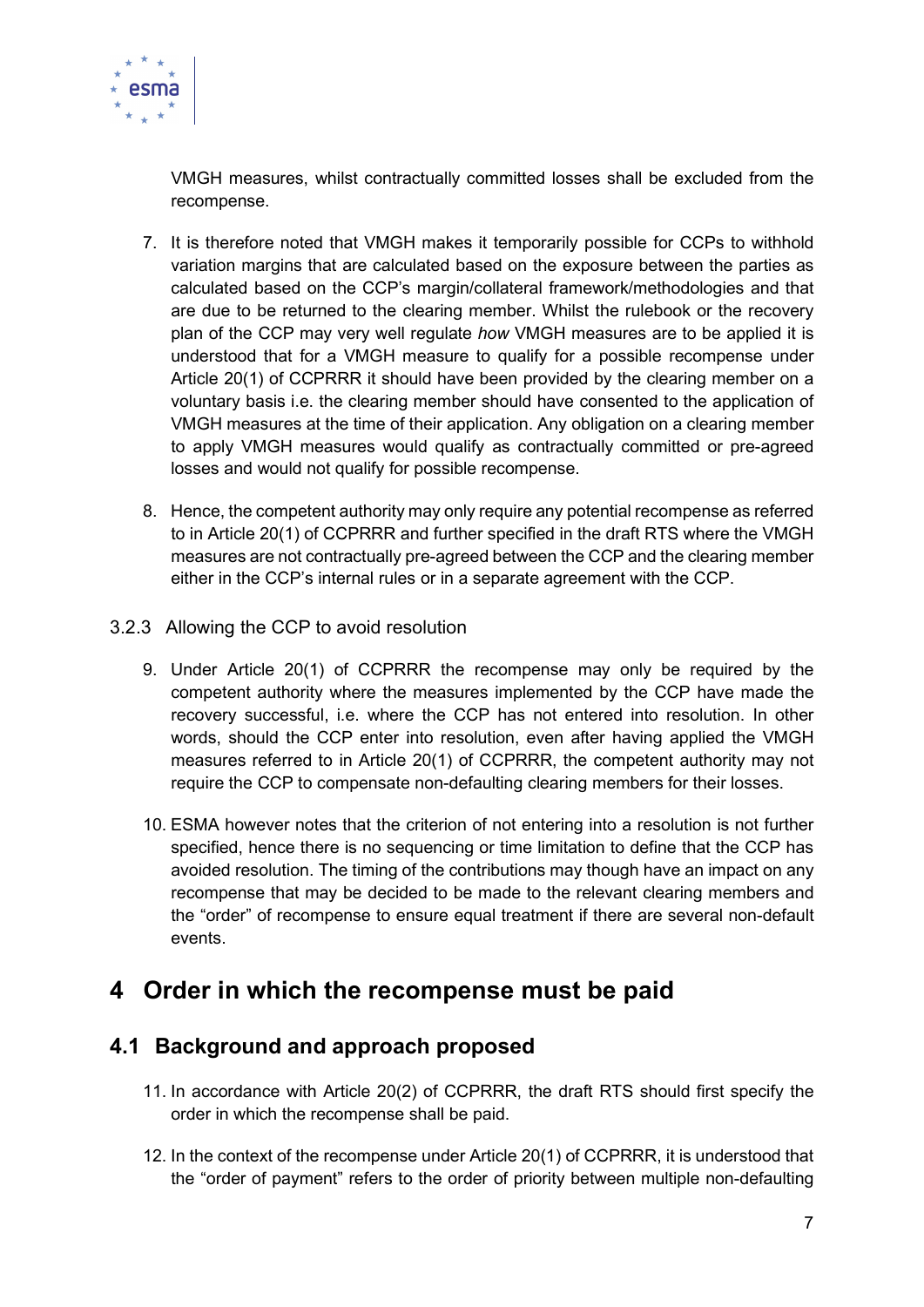VMGH measures, whilst contractually committed losses shall be excluded from the recompense.

7. It is therefore noted that VMGH makes it temporarily possible for CCPs to withhold variation margins that are calculated based on the exposure between the parties as calculated based on the CCP's margin/collateral framework/methodologies and that are due to be returned to the clearing member. Whilst the rulebook or the recovery plan of the CCP may very well regulate *how* VMGH measures are to be applied it is understood that for a VMGH measure to qualify for a possible recompense under Article 20(1) of CCPRRR it should have been provided by the clearing member on a voluntary basis i.e. the clearing member should have consented to the application of VMGH measures at the time of their application. Any obligation on a clearing member to apply VMGH measures would qualify as contractually committed or pre-agreed losses and would not qualify for possible recompense.

8. Hence, the competent authority may only require any potential recompense as referred to in Article 20(1) of CCPRRR and further specified in the draft RTS where the VMGH measures are not contractually pre-agreed between the CCP and the clearing member either in the CCP's internal rules or in a separate agreement with the CCP.

### 3.2.3 Allowing the CCP to avoid resolution

9. Under Article 20(1) of CCPRRR the recompense may only be required by the competent authority where the measures implemented by the CCP have made the recovery successful, i.e. where the CCP has not entered into resolution. In other words, should the CCP enter into resolution, even after having applied the VMGH measures referred to in Article 20(1) of CCPRRR, the competent authority may not require the CCP to compensate non-defaulting clearing members for their losses.

10. ESMA however notes that the criterion of not entering into a resolution is not further specified, hence there is no sequencing or time limitation to define that the CCP has avoided resolution. The timing of the contributions may though have an impact on any recompense that may be decided to be made to the relevant clearing members and the "order" of recompense to ensure equal treatment if there are several non-default events.

# 4 Order in which the recompense must be paid

## 4.1 Background and approach proposed

11. In accordance with Article 20(2) of CCPRRR, the draft RTS should first specify the order in which the recompense shall be paid.

12. In the context of the recompense under Article 20(1) of CCPRRR, it is understood that the "order of payment" refers to the order of priority between multiple non-defaulting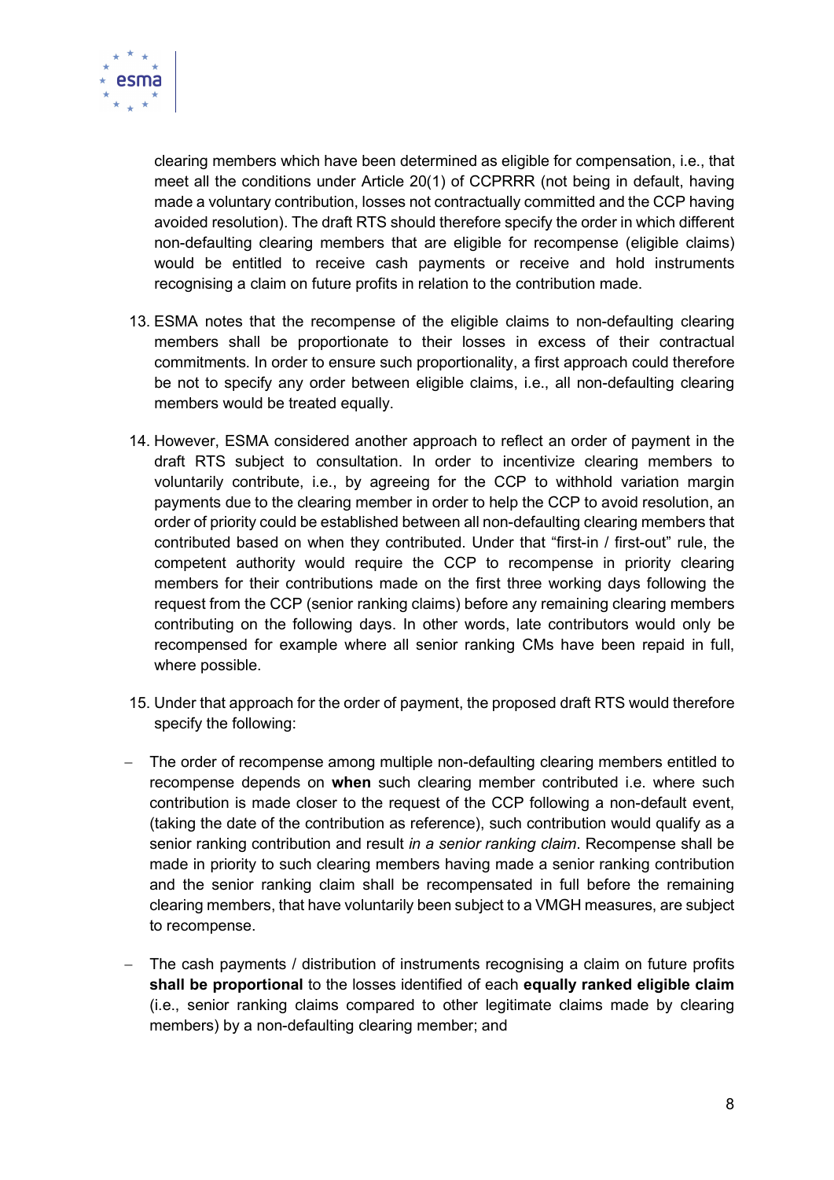clearing members which have been determined as eligible for compensation, i.e., that meet all the conditions under Article 20(1) of CCPRRR (not being in default, having made a voluntary contribution, losses not contractually committed and the CCP having avoided resolution). The draft RTS should therefore specify the order in which different non-defaulting clearing members that are eligible for recompense (eligible claims) would be entitled to receive cash payments or receive and hold instruments recognising a claim on future profits in relation to the contribution made.

13. ESMA notes that the recompense of the eligible claims to non-defaulting clearing members shall be proportionate to their losses in excess of their contractual commitments. In order to ensure such proportionality, a first approach could therefore be not to specify any order between eligible claims, i.e., all non-defaulting clearing members would be treated equally.

14. However, ESMA considered another approach to reflect an order of payment in the draft RTS subject to consultation. In order to incentivize clearing members to voluntarily contribute, i.e., by agreeing for the CCP to withhold variation margin payments due to the clearing member in order to help the CCP to avoid resolution, an order of priority could be established between all non-defaulting clearing members that contributed based on when they contributed. Under that "first-in / first-out" rule, the competent authority would require the CCP to recompense in priority clearing members for their contributions made on the first three working days following the request from the CCP (senior ranking claims) before any remaining clearing members contributing on the following days. In other words, late contributors would only be recompensed for example where all senior ranking CMs have been repaid in full, where possible.

15. Under that approach for the order of payment, the proposed draft RTS would therefore specify the following:

- The order of recompense among multiple non-defaulting clearing members entitled to recompense depends on **when** such clearing member contributed i.e. where such contribution is made closer to the request of the CCP following a non-default event, (taking the date of the contribution as reference), such contribution would qualify as a senior ranking contribution and result *in a senior ranking claim*. Recompense shall be made in priority to such clearing members having made a senior ranking contribution and the senior ranking claim shall be recompensated in full before the remaining clearing members, that have voluntarily been subject to a VMGH measures, are subject to recompense.
- The cash payments / distribution of instruments recognising a claim on future profits **shall be proportional** to the losses identified of each **equally ranked eligible claim** (i.e., senior ranking claims compared to other legitimate claims made by clearing members) by a non-defaulting clearing member; and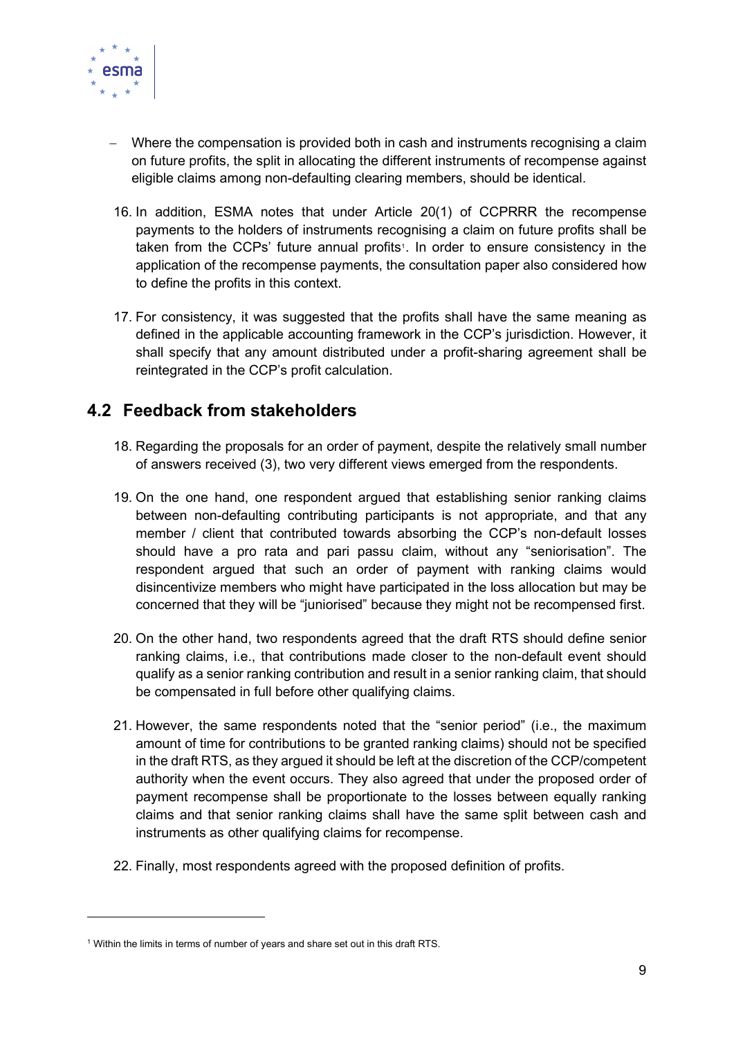- Where the compensation is provided both in cash and instruments recognising a claim on future profits, the split in allocating the different instruments of recompense against eligible claims among non-defaulting clearing members, should be identical.

16. In addition, ESMA notes that under Article 20(1) of CCPRRR the recompense payments to the holders of instruments recognising a claim on future profits shall be taken from the CCPs' future annual profits[1]. In order to ensure consistency in the application of the recompense payments, the consultation paper also considered how to define the profits in this context.

17. For consistency, it was suggested that the profits shall have the same meaning as defined in the applicable accounting framework in the CCP's jurisdiction. However, it shall specify that any amount distributed under a profit-sharing agreement shall be reintegrated in the CCP's profit calculation.

## 4.2 Feedback from stakeholders

18. Regarding the proposals for an order of payment, despite the relatively small number of answers received (3), two very different views emerged from the respondents.

19. On the one hand, one respondent argued that establishing senior ranking claims between non-defaulting contributing participants is not appropriate, and that any member / client that contributed towards absorbing the CCP's non-default losses should have a pro rata and pari passu claim, without any "seniorisation". The respondent argued that such an order of payment with ranking claims would disincentivize members who might have participated in the loss allocation but may be concerned that they will be "juniorised" because they might not be recompensed first.

20. On the other hand, two respondents agreed that the draft RTS should define senior ranking claims, i.e., that contributions made closer to the non-default event should qualify as a senior ranking contribution and result in a senior ranking claim, that should be compensated in full before other qualifying claims.

21. However, the same respondents noted that the "senior period" (i.e., the maximum amount of time for contributions to be granted ranking claims) should not be specified in the draft RTS, as they argued it should be left at the discretion of the CCP/competent authority when the event occurs. They also agreed that under the proposed order of payment recompense shall be proportionate to the losses between equally ranking claims and that senior ranking claims shall have the same split between cash and instruments as other qualifying claims for recompense.

22. Finally, most respondents agreed with the proposed definition of profits.

[1] Within the limits in terms of number of years and share set out in this draft RTS.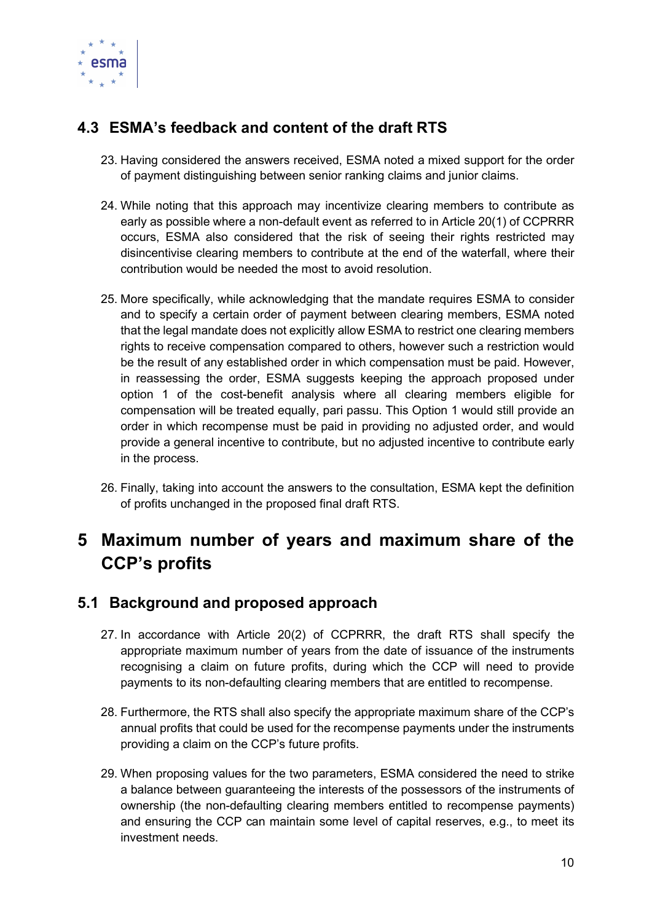### 4.3 ESMA's feedback and content of the draft RTS

23. Having considered the answers received, ESMA noted a mixed support for the order of payment distinguishing between senior ranking claims and junior claims.

24. While noting that this approach may incentivize clearing members to contribute as early as possible where a non-default event as referred to in Article 20(1) of CCPRRR occurs, ESMA also considered that the risk of seeing their rights restricted may disincentivise clearing members to contribute at the end of the waterfall, where their contribution would be needed the most to avoid resolution.

25. More specifically, while acknowledging that the mandate requires ESMA to consider and to specify a certain order of payment between clearing members, ESMA noted that the legal mandate does not explicitly allow ESMA to restrict one clearing members rights to receive compensation compared to others, however such a restriction would be the result of any established order in which compensation must be paid. However, in reassessing the order, ESMA suggests keeping the approach proposed under option 1 of the cost-benefit analysis where all clearing members eligible for compensation will be treated equally, pari passu. This Option 1 would still provide an order in which recompense must be paid in providing no adjusted order, and would provide a general incentive to contribute, but no adjusted incentive to contribute early in the process.

26. Finally, taking into account the answers to the consultation, ESMA kept the definition of profits unchanged in the proposed final draft RTS.

## 5 Maximum number of years and maximum share of the CCP's profits

### 5.1 Background and proposed approach

27. In accordance with Article 20(2) of CCPRRR, the draft RTS shall specify the appropriate maximum number of years from the date of issuance of the instruments recognising a claim on future profits, during which the CCP will need to provide payments to its non-defaulting clearing members that are entitled to recompense.

28. Furthermore, the RTS shall also specify the appropriate maximum share of the CCP's annual profits that could be used for the recompense payments under the instruments providing a claim on the CCP's future profits.

29. When proposing values for the two parameters, ESMA considered the need to strike a balance between guaranteeing the interests of the possessors of the instruments of ownership (the non-defaulting clearing members entitled to recompense payments) and ensuring the CCP can maintain some level of capital reserves, e.g., to meet its investment needs.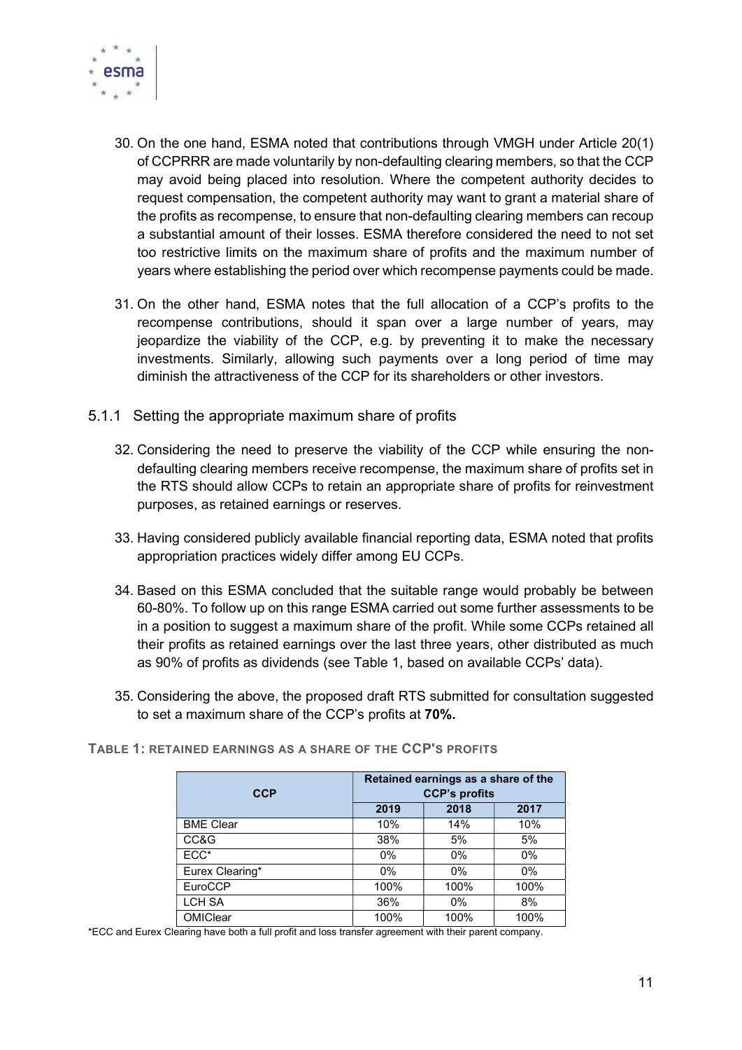30. On the one hand, ESMA noted that contributions through VMGH under Article 20(1) of CCPRRR are made voluntarily by non-defaulting clearing members, so that the CCP may avoid being placed into resolution. Where the competent authority decides to request compensation, the competent authority may want to grant a material share of the profits as recompense, to ensure that non-defaulting clearing members can recoup a substantial amount of their losses. ESMA therefore considered the need to not set too restrictive limits on the maximum share of profits and the maximum number of years where establishing the period over which recompense payments could be made.

31. On the other hand, ESMA notes that the full allocation of a CCP's profits to the recompense contributions, should it span over a large number of years, may jeopardize the viability of the CCP, e.g. by preventing it to make the necessary investments. Similarly, allowing such payments over a long period of time may diminish the attractiveness of the CCP for its shareholders or other investors.

### 5.1.1 Setting the appropriate maximum share of profits

32. Considering the need to preserve the viability of the CCP while ensuring the non-defaulting clearing members receive recompense, the maximum share of profits set in the RTS should allow CCPs to retain an appropriate share of profits for reinvestment purposes, as retained earnings or reserves.

33. Having considered publicly available financial reporting data, ESMA noted that profits appropriation practices widely differ among EU CCPs.

34. Based on this ESMA concluded that the suitable range would probably be between 60-80%. To follow up on this range ESMA carried out some further assessments to be in a position to suggest a maximum share of the profit. While some CCPs retained all their profits as retained earnings over the last three years, other distributed as much as 90% of profits as dividends (see Table 1, based on available CCPs' data).

35. Considering the above, the proposed draft RTS submitted for consultation suggested to set a maximum share of the CCP's profits at **70%.**

TABLE 1: RETAINED EARNINGS AS A SHARE OF THE CCP'S PROFITS

| CCP | Retained earnings as a share of the CCP's profits | | |
|---|---|---|---|
| | 2019 | 2018 | 2017 |
| BME Clear | 10% | 14% | 10% |
| CC&G | 38% | 5% | 5% |
| ECC* | 0% | 0% | 0% |
| Eurex Clearing* | 0% | 0% | 0% |
| EuroCCP | 100% | 100% | 100% |
| LCH SA | 36% | 0% | 8% |
| OMIClear | 100% | 100% | 100% |

*ECC and Eurex Clearing have both a full profit and loss transfer agreement with their parent company.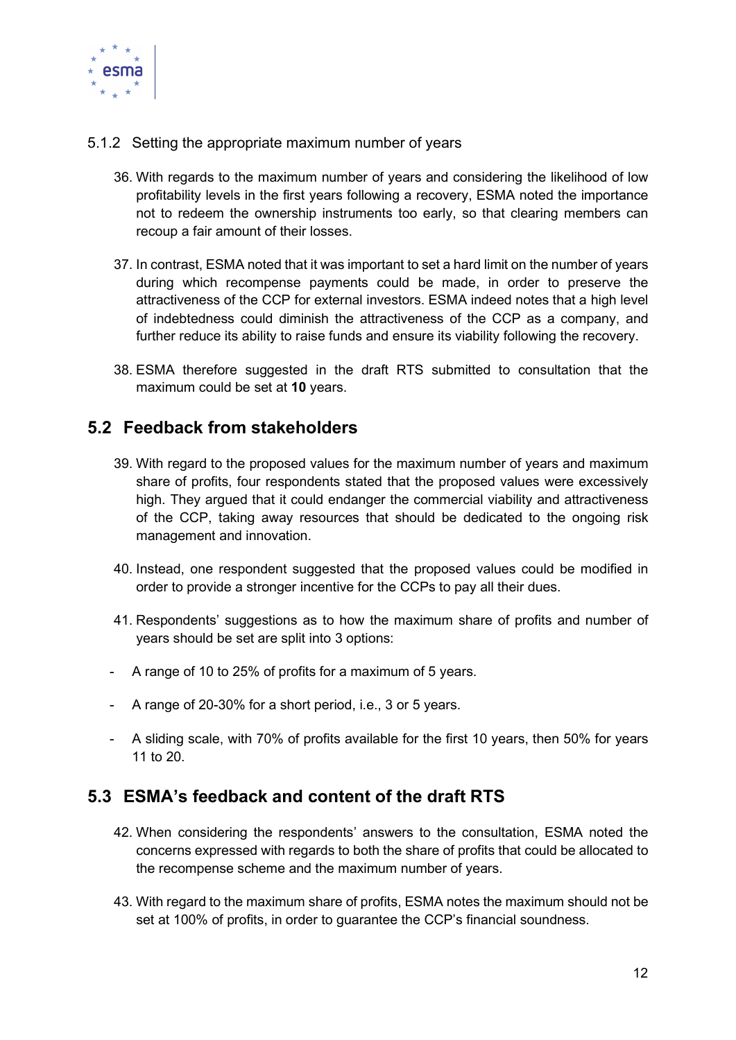#### 5.1.2 Setting the appropriate maximum number of years

36. With regards to the maximum number of years and considering the likelihood of low profitability levels in the first years following a recovery, ESMA noted the importance not to redeem the ownership instruments too early, so that clearing members can recoup a fair amount of their losses.

37. In contrast, ESMA noted that it was important to set a hard limit on the number of years during which recompense payments could be made, in order to preserve the attractiveness of the CCP for external investors. ESMA indeed notes that a high level of indebtedness could diminish the attractiveness of the CCP as a company, and further reduce its ability to raise funds and ensure its viability following the recovery.

38. ESMA therefore suggested in the draft RTS submitted to consultation that the maximum could be set at **10** years.

## 5.2 Feedback from stakeholders

39. With regard to the proposed values for the maximum number of years and maximum share of profits, four respondents stated that the proposed values were excessively high. They argued that it could endanger the commercial viability and attractiveness of the CCP, taking away resources that should be dedicated to the ongoing risk management and innovation.

40. Instead, one respondent suggested that the proposed values could be modified in order to provide a stronger incentive for the CCPs to pay all their dues.

41. Respondents' suggestions as to how the maximum share of profits and number of years should be set are split into 3 options:

- A range of 10 to 25% of profits for a maximum of 5 years.

- A range of 20-30% for a short period, i.e., 3 or 5 years.

- A sliding scale, with 70% of profits available for the first 10 years, then 50% for years 11 to 20.

## 5.3 ESMA's feedback and content of the draft RTS

42. When considering the respondents' answers to the consultation, ESMA noted the concerns expressed with regards to both the share of profits that could be allocated to the recompense scheme and the maximum number of years.

43. With regard to the maximum share of profits, ESMA notes the maximum should not be set at 100% of profits, in order to guarantee the CCP's financial soundness.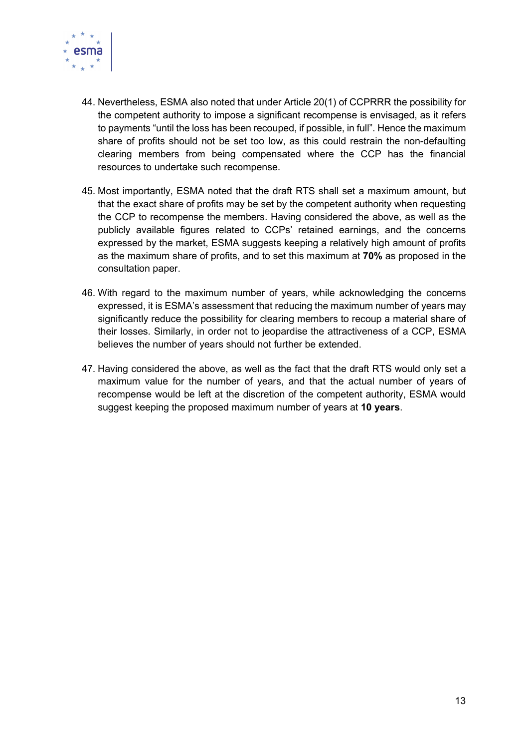44. Nevertheless, ESMA also noted that under Article 20(1) of CCPRRR the possibility for the competent authority to impose a significant recompense is envisaged, as it refers to payments "until the loss has been recouped, if possible, in full". Hence the maximum share of profits should not be set too low, as this could restrain the non-defaulting clearing members from being compensated where the CCP has the financial resources to undertake such recompense.

45. Most importantly, ESMA noted that the draft RTS shall set a maximum amount, but that the exact share of profits may be set by the competent authority when requesting the CCP to recompense the members. Having considered the above, as well as the publicly available figures related to CCPs' retained earnings, and the concerns expressed by the market, ESMA suggests keeping a relatively high amount of profits as the maximum share of profits, and to set this maximum at **70%** as proposed in the consultation paper.

46. With regard to the maximum number of years, while acknowledging the concerns expressed, it is ESMA's assessment that reducing the maximum number of years may significantly reduce the possibility for clearing members to recoup a material share of their losses. Similarly, in order not to jeopardise the attractiveness of a CCP, ESMA believes the number of years should not further be extended.

47. Having considered the above, as well as the fact that the draft RTS would only set a maximum value for the number of years, and that the actual number of years of recompense would be left at the discretion of the competent authority, ESMA would suggest keeping the proposed maximum number of years at **10 years**.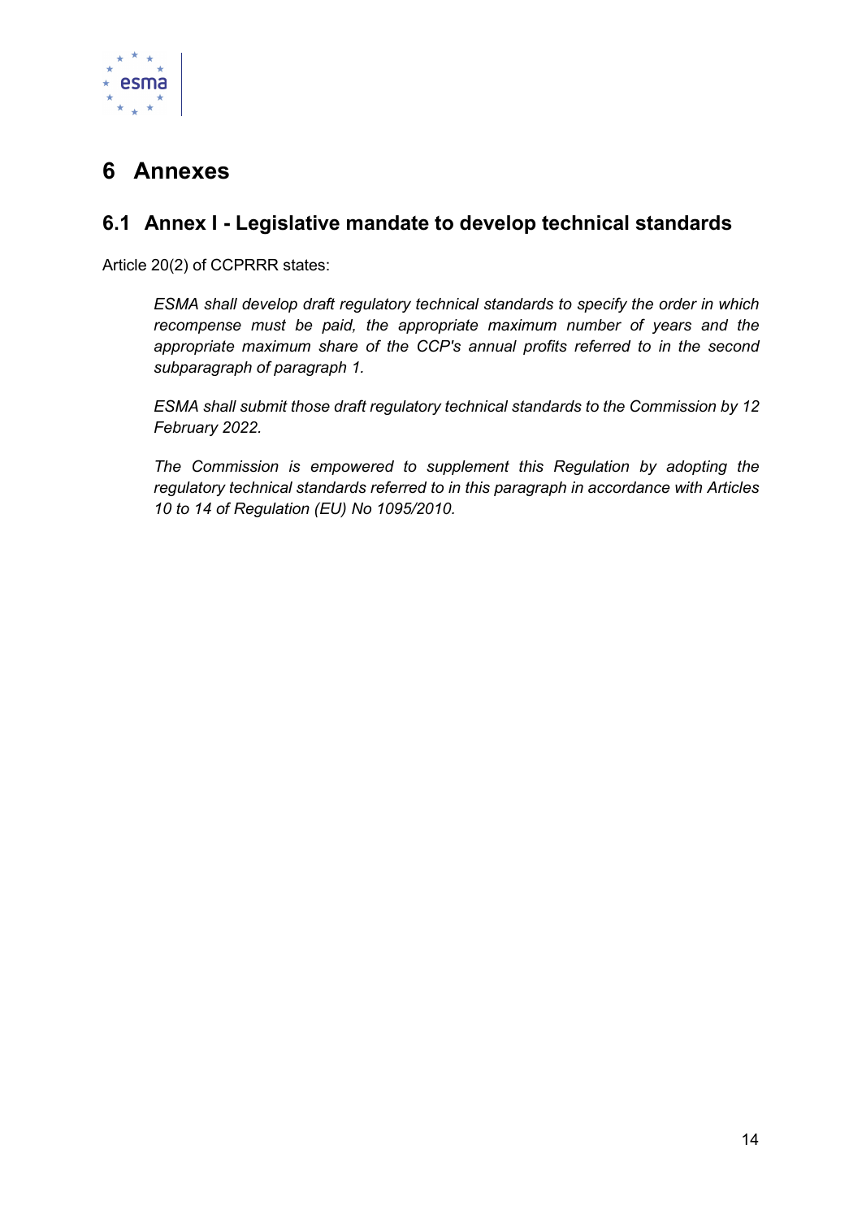# 6 Annexes

## 6.1 Annex I - Legislative mandate to develop technical standards

Article 20(2) of CCPRRR states:

> *ESMA shall develop draft regulatory technical standards to specify the order in which recompense must be paid, the appropriate maximum number of years and the appropriate maximum share of the CCP's annual profits referred to in the second subparagraph of paragraph 1.*
>
> *ESMA shall submit those draft regulatory technical standards to the Commission by 12 February 2022.*
>
> *The Commission is empowered to supplement this Regulation by adopting the regulatory technical standards referred to in this paragraph in accordance with Articles 10 to 14 of Regulation (EU) No 1095/2010.*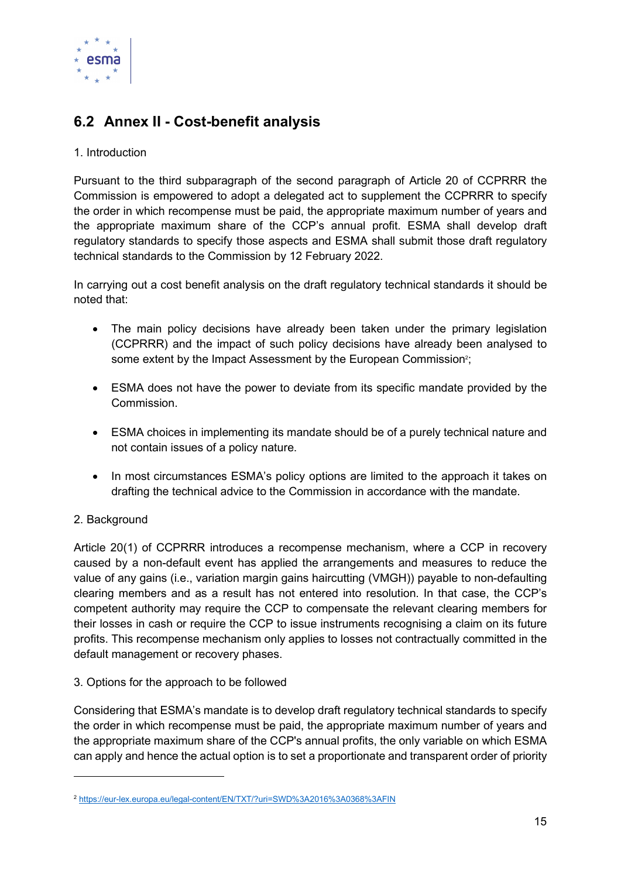## 6.2 Annex II - Cost-benefit analysis

1. Introduction

Pursuant to the third subparagraph of the second paragraph of Article 20 of CCPRRR the Commission is empowered to adopt a delegated act to supplement the CCPRRR to specify the order in which recompense must be paid, the appropriate maximum number of years and the appropriate maximum share of the CCP's annual profit. ESMA shall develop draft regulatory standards to specify those aspects and ESMA shall submit those draft regulatory technical standards to the Commission by 12 February 2022.

In carrying out a cost benefit analysis on the draft regulatory technical standards it should be noted that:

- The main policy decisions have already been taken under the primary legislation (CCPRRR) and the impact of such policy decisions have already been analysed to some extent by the Impact Assessment by the European Commission[2];
- ESMA does not have the power to deviate from its specific mandate provided by the Commission.
- ESMA choices in implementing its mandate should be of a purely technical nature and not contain issues of a policy nature.
- In most circumstances ESMA's policy options are limited to the approach it takes on drafting the technical advice to the Commission in accordance with the mandate.

2. Background

Article 20(1) of CCPRRR introduces a recompense mechanism, where a CCP in recovery caused by a non-default event has applied the arrangements and measures to reduce the value of any gains (i.e., variation margin gains haircutting (VMGH)) payable to non-defaulting clearing members and as a result has not entered into resolution. In that case, the CCP's competent authority may require the CCP to compensate the relevant clearing members for their losses in cash or require the CCP to issue instruments recognising a claim on its future profits. This recompense mechanism only applies to losses not contractually committed in the default management or recovery phases.

3. Options for the approach to be followed

Considering that ESMA's mandate is to develop draft regulatory technical standards to specify the order in which recompense must be paid, the appropriate maximum number of years and the appropriate maximum share of the CCP's annual profits, the only variable on which ESMA can apply and hence the actual option is to set a proportionate and transparent order of priority

[2] https://eur-lex.europa.eu/legal-content/EN/TXT/?uri=SWD%3A2016%3A0368%3AFIN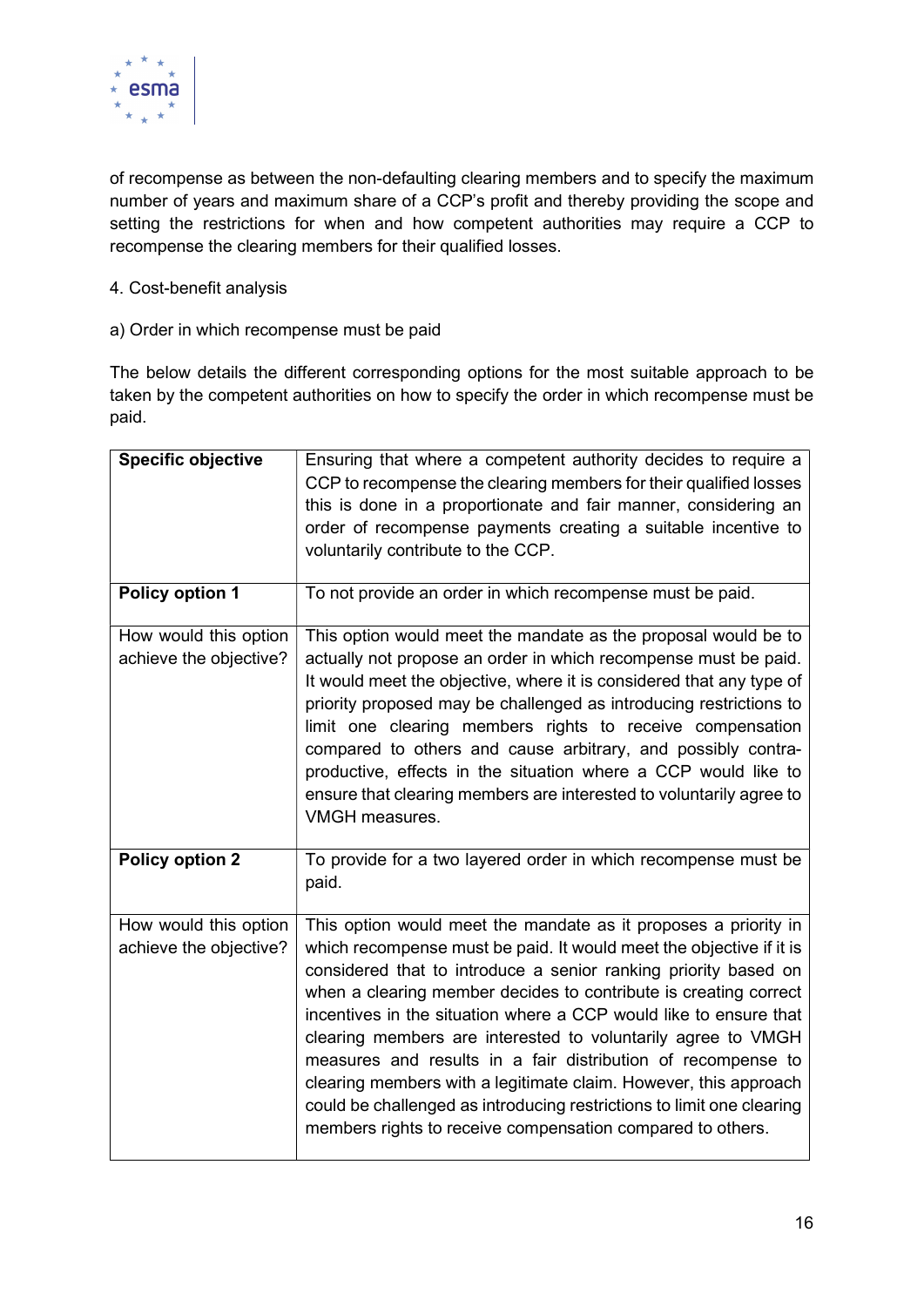of recompense as between the non-defaulting clearing members and to specify the maximum number of years and maximum share of a CCP's profit and thereby providing the scope and setting the restrictions for when and how competent authorities may require a CCP to recompense the clearing members for their qualified losses.

4. Cost-benefit analysis

a) Order in which recompense must be paid

The below details the different corresponding options for the most suitable approach to be taken by the competent authorities on how to specify the order in which recompense must be paid.

| | |
|---|---|
| **Specific objective** | Ensuring that where a competent authority decides to require a CCP to recompense the clearing members for their qualified losses this is done in a proportionate and fair manner, considering an order of recompense payments creating a suitable incentive to voluntarily contribute to the CCP. |
| **Policy option 1** | To not provide an order in which recompense must be paid. |
| How would this option achieve the objective? | This option would meet the mandate as the proposal would be to actually not propose an order in which recompense must be paid. It would meet the objective, where it is considered that any type of priority proposed may be challenged as introducing restrictions to limit one clearing members rights to receive compensation compared to others and cause arbitrary, and possibly contra-productive, effects in the situation where a CCP would like to ensure that clearing members are interested to voluntarily agree to VMGH measures. |
| **Policy option 2** | To provide for a two layered order in which recompense must be paid. |
| How would this option achieve the objective? | This option would meet the mandate as it proposes a priority in which recompense must be paid. It would meet the objective if it is considered that to introduce a senior ranking priority based on when a clearing member decides to contribute is creating correct incentives in the situation where a CCP would like to ensure that clearing members are interested to voluntarily agree to VMGH measures and results in a fair distribution of recompense to clearing members with a legitimate claim. However, this approach could be challenged as introducing restrictions to limit one clearing members rights to receive compensation compared to others. |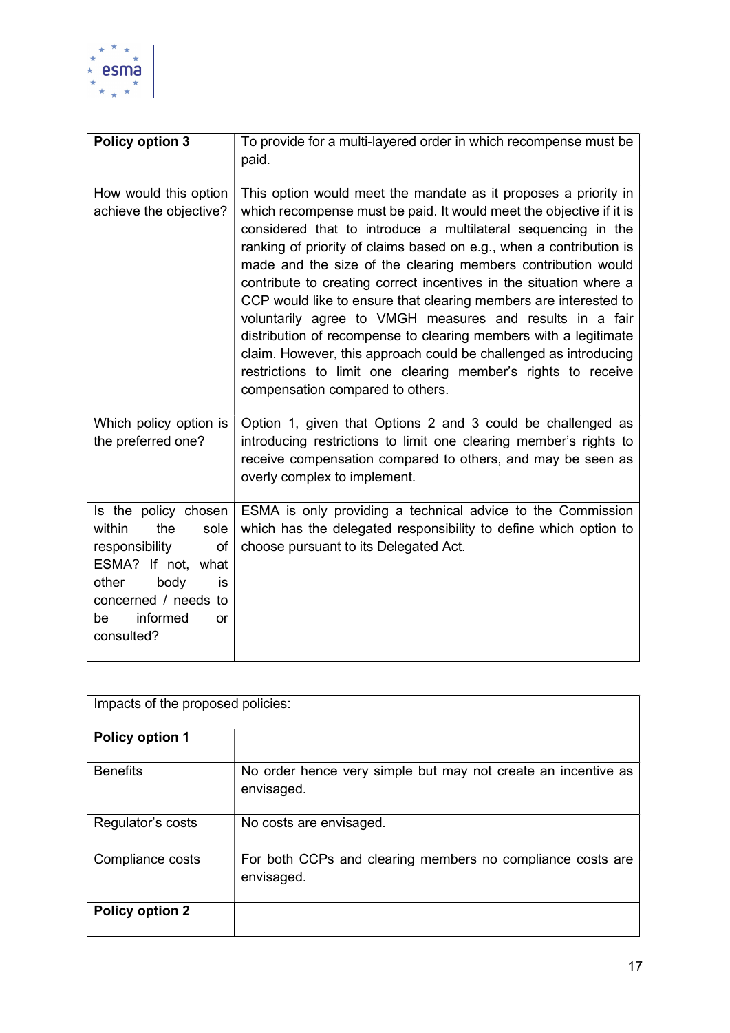| **Policy option 3** | To provide for a multi-layered order in which recompense must be paid. |
|---|---|
| How would this option achieve the objective? | This option would meet the mandate as it proposes a priority in which recompense must be paid. It would meet the objective if it is considered that to introduce a multilateral sequencing in the ranking of priority of claims based on e.g., when a contribution is made and the size of the clearing members contribution would contribute to creating correct incentives in the situation where a CCP would like to ensure that clearing members are interested to voluntarily agree to VMGH measures and results in a fair distribution of recompense to clearing members with a legitimate claim. However, this approach could be challenged as introducing restrictions to limit one clearing member's rights to receive compensation compared to others. |
| Which policy option is the preferred one? | Option 1, given that Options 2 and 3 could be challenged as introducing restrictions to limit one clearing member's rights to receive compensation compared to others, and may be seen as overly complex to implement. |
| Is the policy chosen within the sole responsibility of ESMA? If not, what other body is concerned / needs to be informed or consulted? | ESMA is only providing a technical advice to the Commission which has the delegated responsibility to define which option to choose pursuant to its Delegated Act. |

| Impacts of the proposed policies: | |
|---|---|
| **Policy option 1** | |
| Benefits | No order hence very simple but may not create an incentive as envisaged. |
| Regulator's costs | No costs are envisaged. |
| Compliance costs | For both CCPs and clearing members no compliance costs are envisaged. |
| **Policy option 2** | |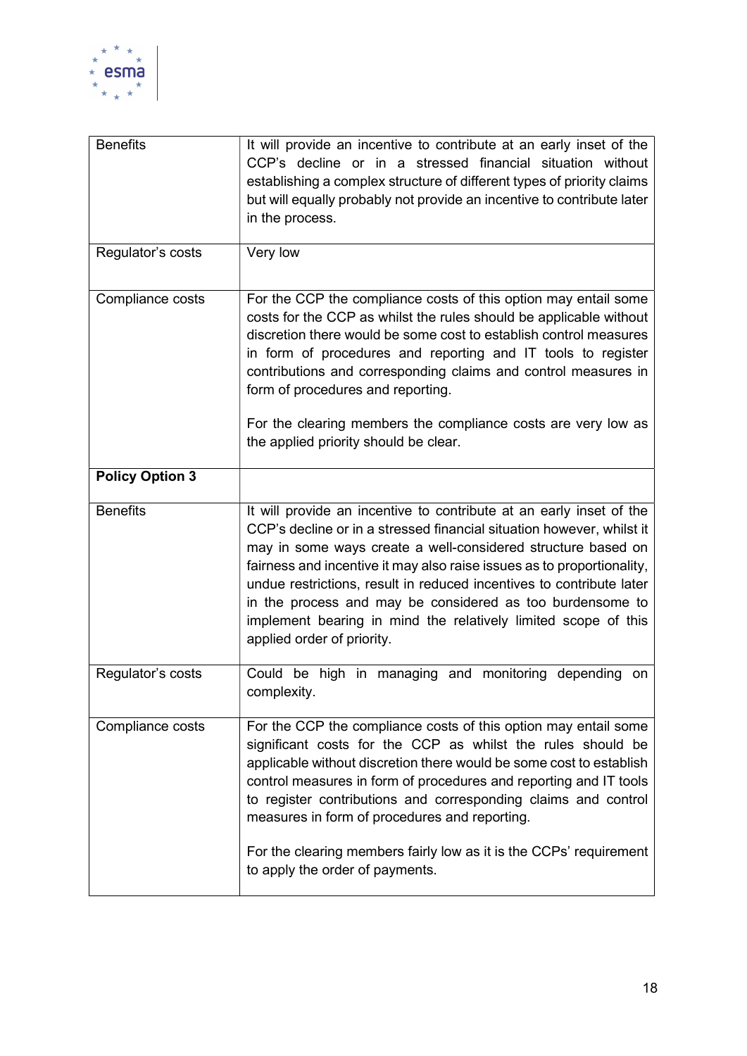| | |
|---|---|
| Benefits | It will provide an incentive to contribute at an early inset of the CCP's decline or in a stressed financial situation without establishing a complex structure of different types of priority claims but will equally probably not provide an incentive to contribute later in the process. |
| Regulator's costs | Very low |
| Compliance costs | For the CCP the compliance costs of this option may entail some costs for the CCP as whilst the rules should be applicable without discretion there would be some cost to establish control measures in form of procedures and reporting and IT tools to register contributions and corresponding claims and control measures in form of procedures and reporting.<br><br>For the clearing members the compliance costs are very low as the applied priority should be clear. |
| **Policy Option 3** | |
| Benefits | It will provide an incentive to contribute at an early inset of the CCP's decline or in a stressed financial situation however, whilst it may in some ways create a well-considered structure based on fairness and incentive it may also raise issues as to proportionality, undue restrictions, result in reduced incentives to contribute later in the process and may be considered as too burdensome to implement bearing in mind the relatively limited scope of this applied order of priority. |
| Regulator's costs | Could be high in managing and monitoring depending on complexity. |
| Compliance costs | For the CCP the compliance costs of this option may entail some significant costs for the CCP as whilst the rules should be applicable without discretion there would be some cost to establish control measures in form of procedures and reporting and IT tools to register contributions and corresponding claims and control measures in form of procedures and reporting.<br><br>For the clearing members fairly low as it is the CCPs' requirement to apply the order of payments. |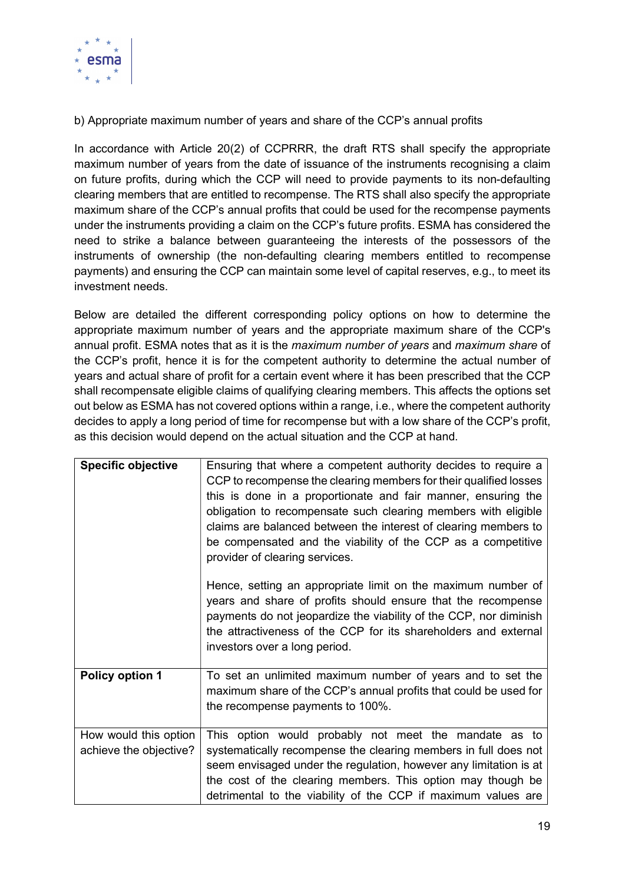b) Appropriate maximum number of years and share of the CCP's annual profits

In accordance with Article 20(2) of CCPRRR, the draft RTS shall specify the appropriate maximum number of years from the date of issuance of the instruments recognising a claim on future profits, during which the CCP will need to provide payments to its non-defaulting clearing members that are entitled to recompense. The RTS shall also specify the appropriate maximum share of the CCP's annual profits that could be used for the recompense payments under the instruments providing a claim on the CCP's future profits. ESMA has considered the need to strike a balance between guaranteeing the interests of the possessors of the instruments of ownership (the non-defaulting clearing members entitled to recompense payments) and ensuring the CCP can maintain some level of capital reserves, e.g., to meet its investment needs.

Below are detailed the different corresponding policy options on how to determine the appropriate maximum number of years and the appropriate maximum share of the CCP's annual profit. ESMA notes that as it is the *maximum number of years* and *maximum share* of the CCP's profit, hence it is for the competent authority to determine the actual number of years and actual share of profit for a certain event where it has been prescribed that the CCP shall recompensate eligible claims of qualifying clearing members. This affects the options set out below as ESMA has not covered options within a range, i.e., where the competent authority decides to apply a long period of time for recompense but with a low share of the CCP's profit, as this decision would depend on the actual situation and the CCP at hand.

| | |
|---|---|
| **Specific objective** | Ensuring that where a competent authority decides to require a CCP to recompense the clearing members for their qualified losses this is done in a proportionate and fair manner, ensuring the obligation to recompensate such clearing members with eligible claims are balanced between the interest of clearing members to be compensated and the viability of the CCP as a competitive provider of clearing services.<br><br>Hence, setting an appropriate limit on the maximum number of years and share of profits should ensure that the recompense payments do not jeopardize the viability of the CCP, nor diminish the attractiveness of the CCP for its shareholders and external investors over a long period. |
| **Policy option 1** | To set an unlimited maximum number of years and to set the maximum share of the CCP's annual profits that could be used for the recompense payments to 100%. |
| How would this option achieve the objective? | This option would probably not meet the mandate as to systematically recompense the clearing members in full does not seem envisaged under the regulation, however any limitation is at the cost of the clearing members. This option may though be detrimental to the viability of the CCP if maximum values are |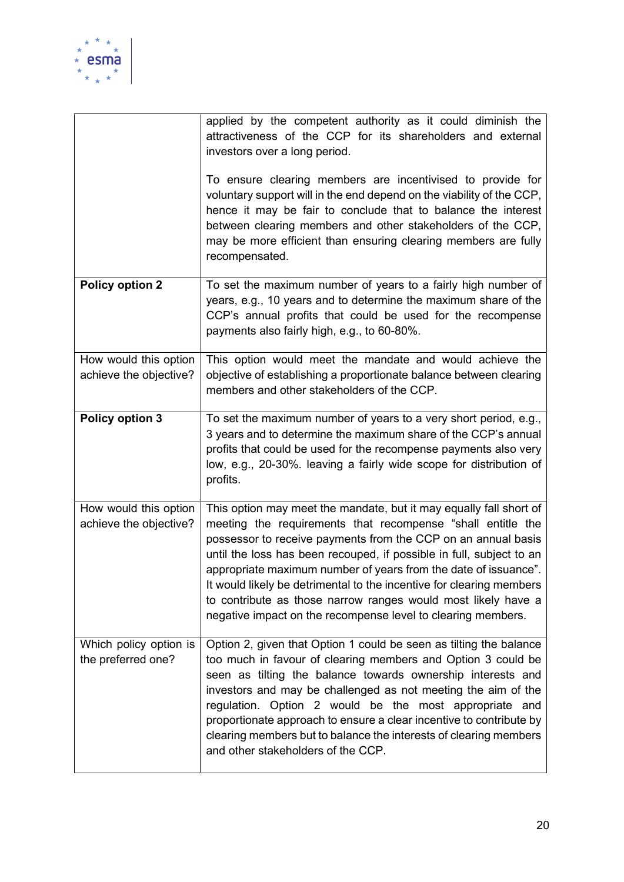| | |
|---|---|
| | applied by the competent authority as it could diminish the attractiveness of the CCP for its shareholders and external investors over a long period.<br><br>To ensure clearing members are incentivised to provide for voluntary support will in the end depend on the viability of the CCP, hence it may be fair to conclude that to balance the interest between clearing members and other stakeholders of the CCP, may be more efficient than ensuring clearing members are fully recompensated. |
| **Policy option 2** | To set the maximum number of years to a fairly high number of years, e.g., 10 years and to determine the maximum share of the CCP's annual profits that could be used for the recompense payments also fairly high, e.g., to 60-80%. |
| How would this option achieve the objective? | This option would meet the mandate and would achieve the objective of establishing a proportionate balance between clearing members and other stakeholders of the CCP. |
| **Policy option 3** | To set the maximum number of years to a very short period, e.g., 3 years and to determine the maximum share of the CCP's annual profits that could be used for the recompense payments also very low, e.g., 20-30%. leaving a fairly wide scope for distribution of profits. |
| How would this option achieve the objective? | This option may meet the mandate, but it may equally fall short of meeting the requirements that recompense "shall entitle the possessor to receive payments from the CCP on an annual basis until the loss has been recouped, if possible in full, subject to an appropriate maximum number of years from the date of issuance". It would likely be detrimental to the incentive for clearing members to contribute as those narrow ranges would most likely have a negative impact on the recompense level to clearing members. |
| Which policy option is the preferred one? | Option 2, given that Option 1 could be seen as tilting the balance too much in favour of clearing members and Option 3 could be seen as tilting the balance towards ownership interests and investors and may be challenged as not meeting the aim of the regulation. Option 2 would be the most appropriate and proportionate approach to ensure a clear incentive to contribute by clearing members but to balance the interests of clearing members and other stakeholders of the CCP. |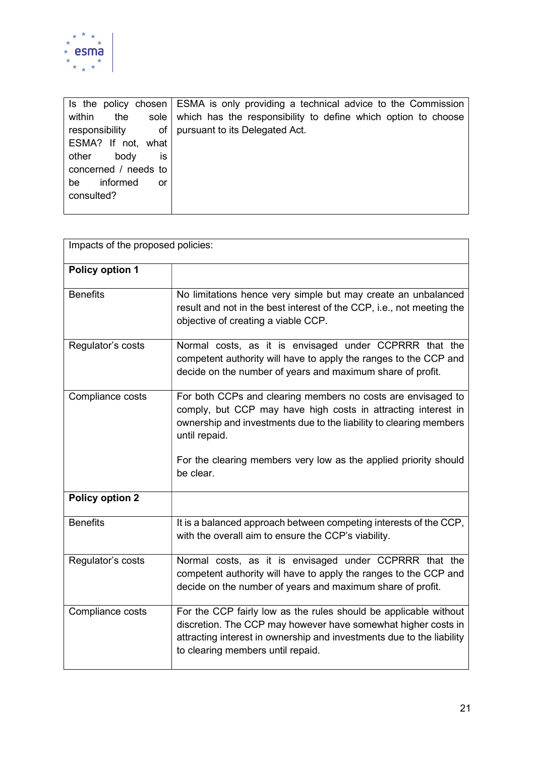| | |
|---|---|
| Is the policy chosen within the sole responsibility of ESMA? If not, what other body is concerned / needs to be informed or consulted? | ESMA is only providing a technical advice to the Commission which has the responsibility to define which option to choose pursuant to its Delegated Act. |

| Impacts of the proposed policies: | |
|---|---|
| **Policy option 1** | |
| Benefits | No limitations hence very simple but may create an unbalanced result and not in the best interest of the CCP, i.e., not meeting the objective of creating a viable CCP. |
| Regulator's costs | Normal costs, as it is envisaged under CCPRRR that the competent authority will have to apply the ranges to the CCP and decide on the number of years and maximum share of profit. |
| Compliance costs | For both CCPs and clearing members no costs are envisaged to comply, but CCP may have high costs in attracting interest in ownership and investments due to the liability to clearing members until repaid.<br><br>For the clearing members very low as the applied priority should be clear. |
| **Policy option 2** | |
| Benefits | It is a balanced approach between competing interests of the CCP, with the overall aim to ensure the CCP's viability. |
| Regulator's costs | Normal costs, as it is envisaged under CCPRRR that the competent authority will have to apply the ranges to the CCP and decide on the number of years and maximum share of profit. |
| Compliance costs | For the CCP fairly low as the rules should be applicable without discretion. The CCP may however have somewhat higher costs in attracting interest in ownership and investments due to the liability to clearing members until repaid. |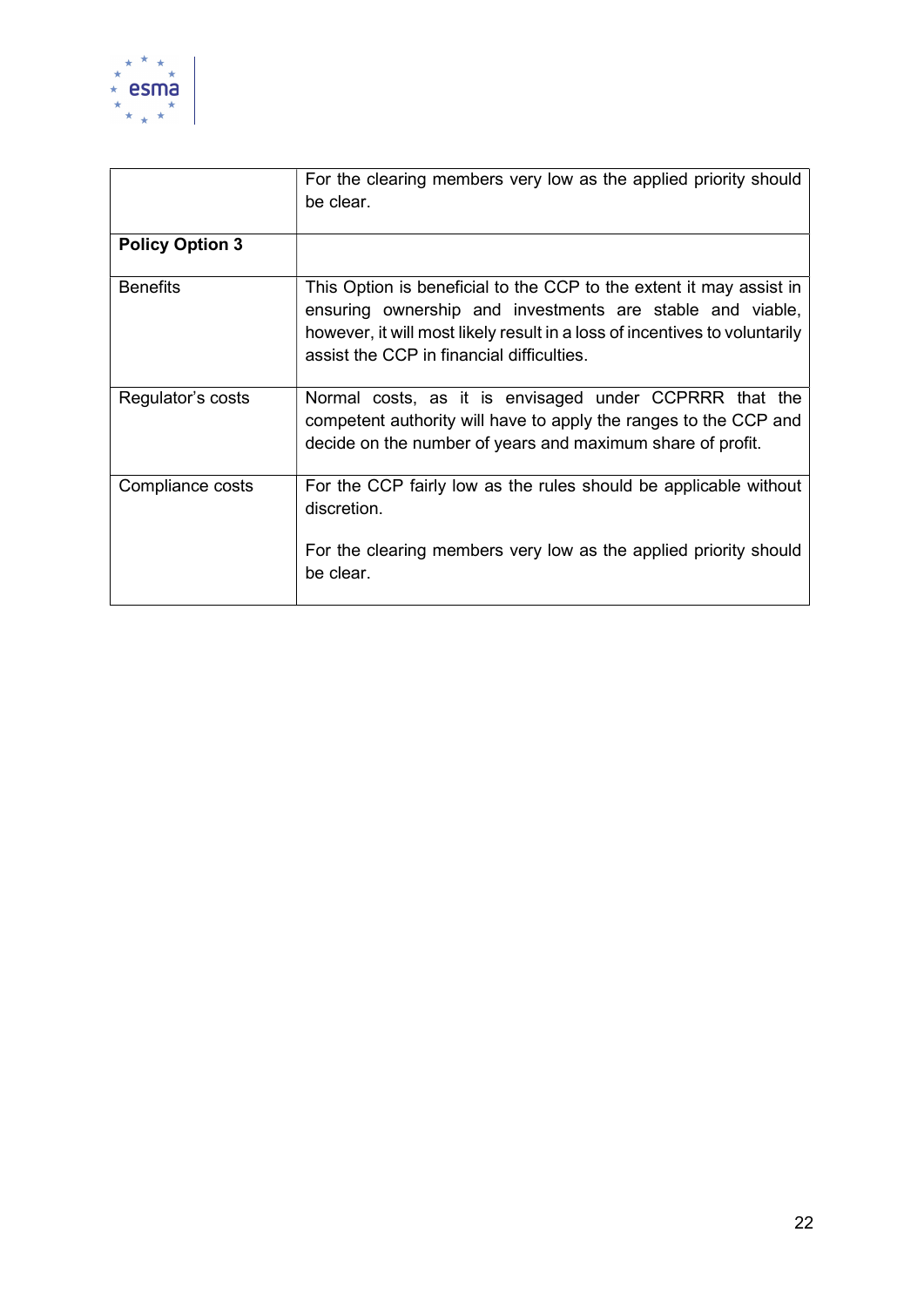| | |
|---|---|
| | For the clearing members very low as the applied priority should be clear. |
| **Policy Option 3** | |
| Benefits | This Option is beneficial to the CCP to the extent it may assist in ensuring ownership and investments are stable and viable, however, it will most likely result in a loss of incentives to voluntarily assist the CCP in financial difficulties. |
| Regulator's costs | Normal costs, as it is envisaged under CCPRRR that the competent authority will have to apply the ranges to the CCP and decide on the number of years and maximum share of profit. |
| Compliance costs | For the CCP fairly low as the rules should be applicable without discretion.<br><br>For the clearing members very low as the applied priority should be clear. |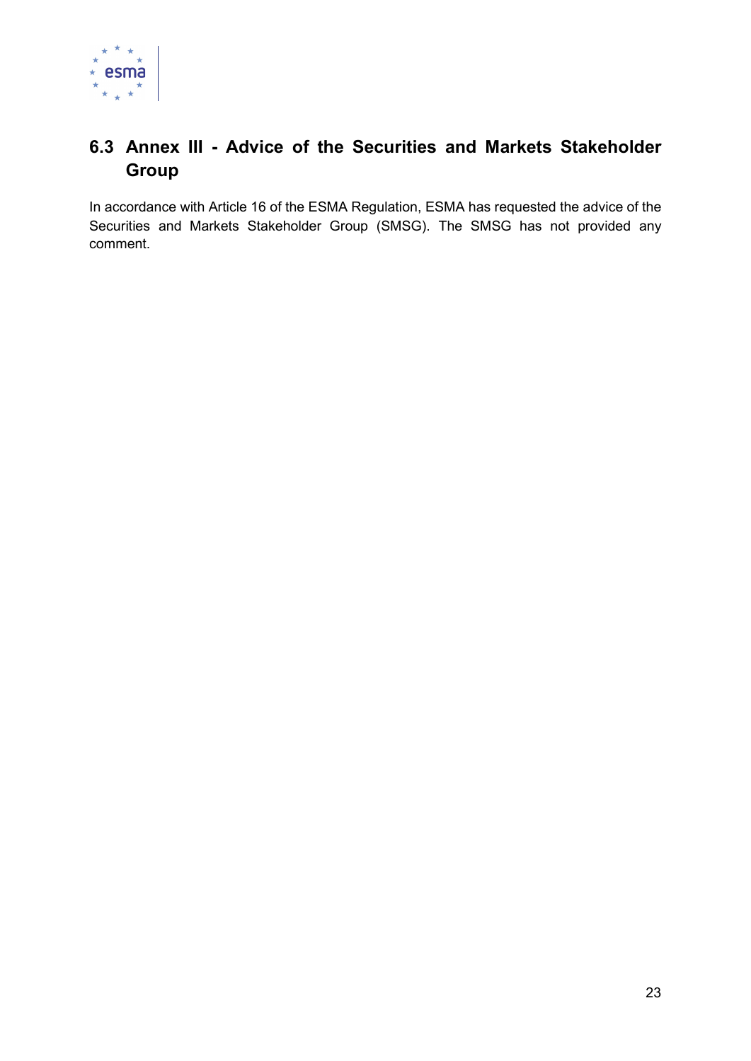## 6.3 Annex III - Advice of the Securities and Markets Stakeholder Group

In accordance with Article 16 of the ESMA Regulation, ESMA has requested the advice of the Securities and Markets Stakeholder Group (SMSG). The SMSG has not provided any comment.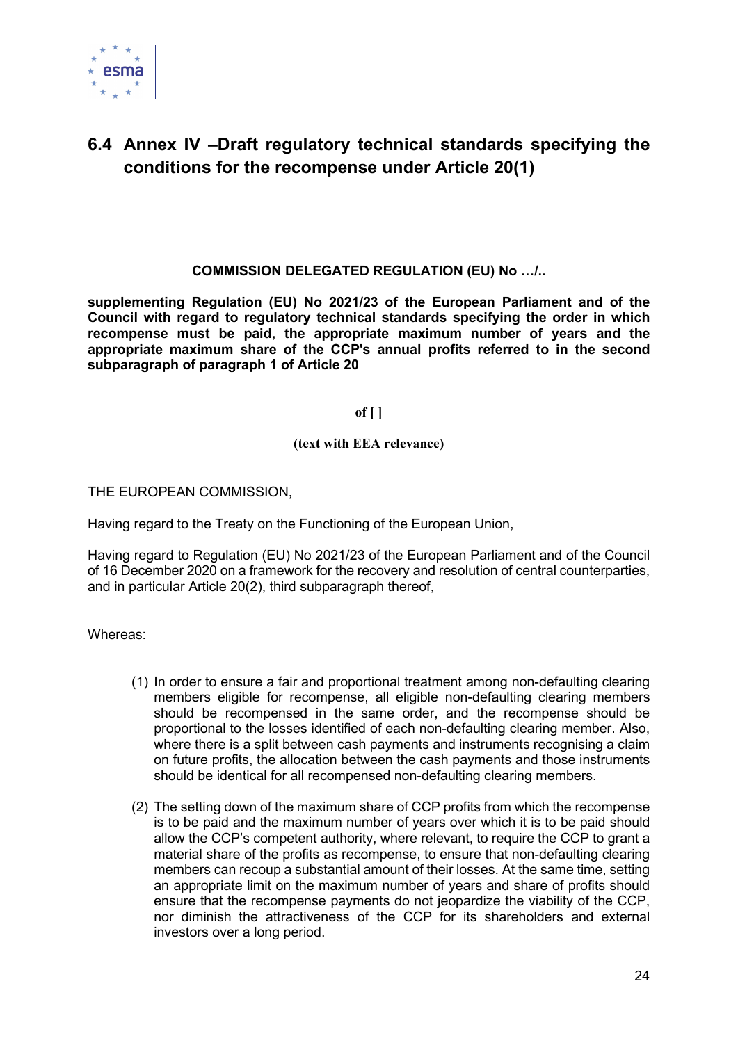## 6.4 Annex IV –Draft regulatory technical standards specifying the conditions for the recompense under Article 20(1)

**COMMISSION DELEGATED REGULATION (EU) No …/..**

**supplementing Regulation (EU) No 2021/23 of the European Parliament and of the Council with regard to regulatory technical standards specifying the order in which recompense must be paid, the appropriate maximum number of years and the appropriate maximum share of the CCP's annual profits referred to in the second subparagraph of paragraph 1 of Article 20**

**of [ ]**

**(text with EEA relevance)**

THE EUROPEAN COMMISSION,

Having regard to the Treaty on the Functioning of the European Union,

Having regard to Regulation (EU) No 2021/23 of the European Parliament and of the Council of 16 December 2020 on a framework for the recovery and resolution of central counterparties, and in particular Article 20(2), third subparagraph thereof,

Whereas:

(1) In order to ensure a fair and proportional treatment among non-defaulting clearing members eligible for recompense, all eligible non-defaulting clearing members should be recompensed in the same order, and the recompense should be proportional to the losses identified of each non-defaulting clearing member. Also, where there is a split between cash payments and instruments recognising a claim on future profits, the allocation between the cash payments and those instruments should be identical for all recompensed non-defaulting clearing members.

(2) The setting down of the maximum share of CCP profits from which the recompense is to be paid and the maximum number of years over which it is to be paid should allow the CCP's competent authority, where relevant, to require the CCP to grant a material share of the profits as recompense, to ensure that non-defaulting clearing members can recoup a substantial amount of their losses. At the same time, setting an appropriate limit on the maximum number of years and share of profits should ensure that the recompense payments do not jeopardize the viability of the CCP, nor diminish the attractiveness of the CCP for its shareholders and external investors over a long period.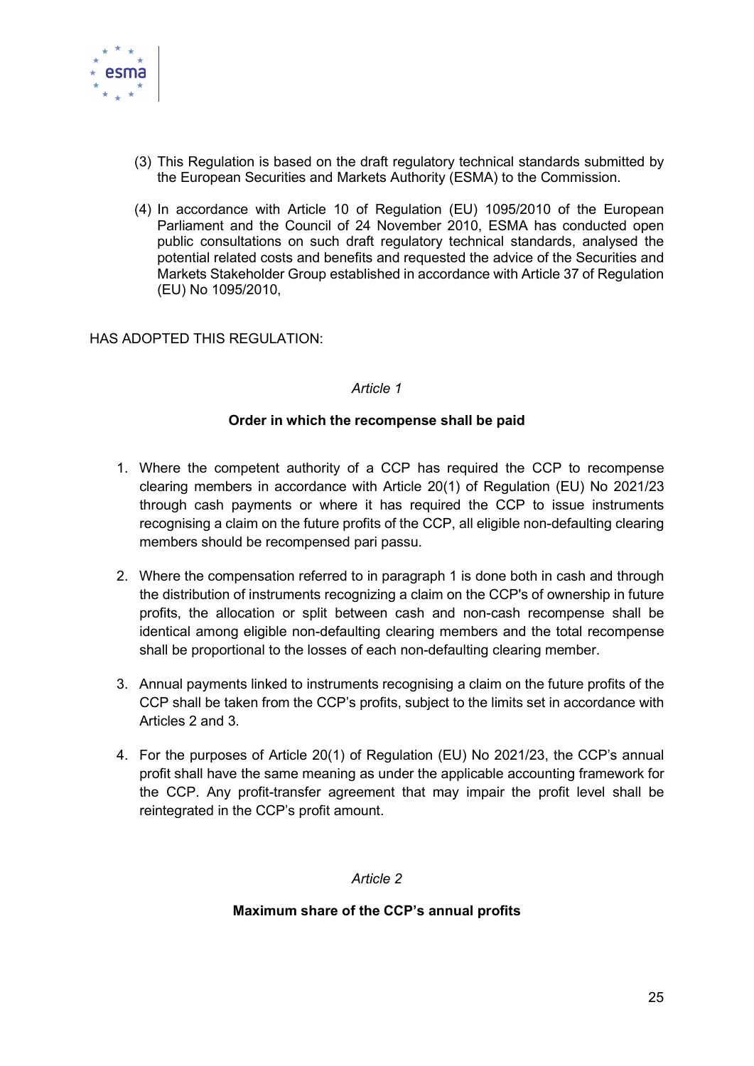(3) This Regulation is based on the draft regulatory technical standards submitted by the European Securities and Markets Authority (ESMA) to the Commission.

(4) In accordance with Article 10 of Regulation (EU) 1095/2010 of the European Parliament and the Council of 24 November 2010, ESMA has conducted open public consultations on such draft regulatory technical standards, analysed the potential related costs and benefits and requested the advice of the Securities and Markets Stakeholder Group established in accordance with Article 37 of Regulation (EU) No 1095/2010,

HAS ADOPTED THIS REGULATION:

*Article 1*

**Order in which the recompense shall be paid**

1. Where the competent authority of a CCP has required the CCP to recompense clearing members in accordance with Article 20(1) of Regulation (EU) No 2021/23 through cash payments or where it has required the CCP to issue instruments recognising a claim on the future profits of the CCP, all eligible non-defaulting clearing members should be recompensed pari passu.

2. Where the compensation referred to in paragraph 1 is done both in cash and through the distribution of instruments recognizing a claim on the CCP's of ownership in future profits, the allocation or split between cash and non-cash recompense shall be identical among eligible non-defaulting clearing members and the total recompense shall be proportional to the losses of each non-defaulting clearing member.

3. Annual payments linked to instruments recognising a claim on the future profits of the CCP shall be taken from the CCP’s profits, subject to the limits set in accordance with Articles 2 and 3.

4. For the purposes of Article 20(1) of Regulation (EU) No 2021/23, the CCP’s annual profit shall have the same meaning as under the applicable accounting framework for the CCP. Any profit-transfer agreement that may impair the profit level shall be reintegrated in the CCP’s profit amount.

*Article 2*

**Maximum share of the CCP’s annual profits**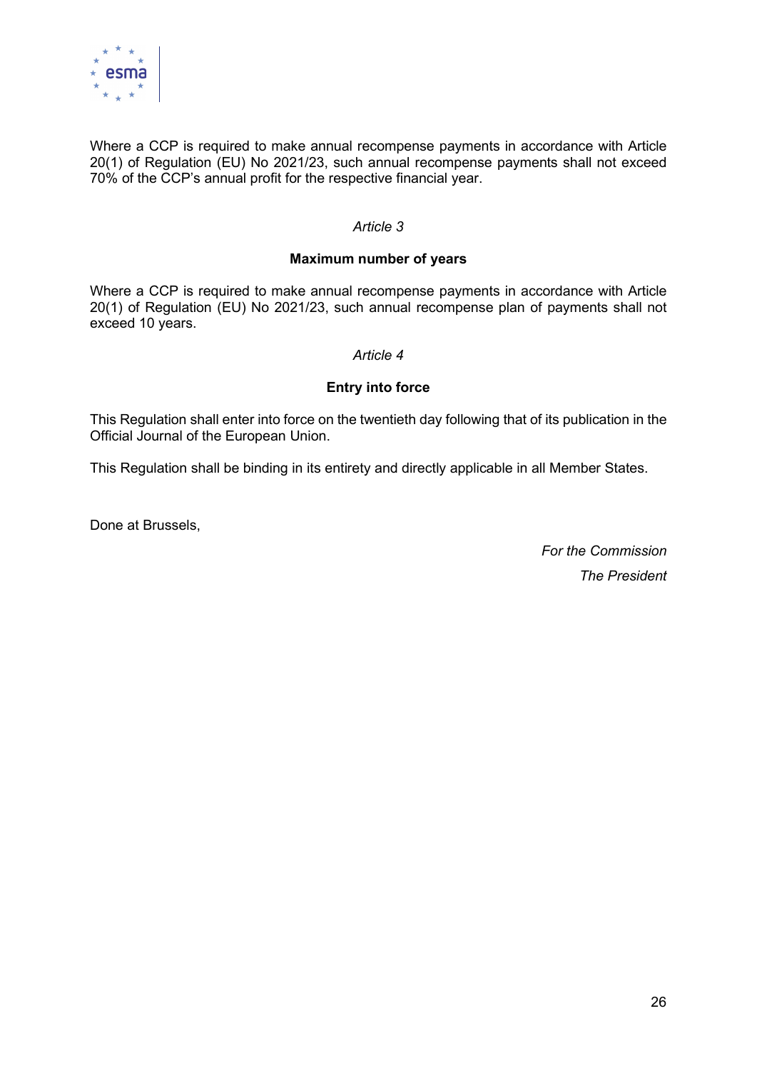Where a CCP is required to make annual recompense payments in accordance with Article 20(1) of Regulation (EU) No 2021/23, such annual recompense payments shall not exceed 70% of the CCP's annual profit for the respective financial year.

*Article 3*

**Maximum number of years**

Where a CCP is required to make annual recompense payments in accordance with Article 20(1) of Regulation (EU) No 2021/23, such annual recompense plan of payments shall not exceed 10 years.

*Article 4*

**Entry into force**

This Regulation shall enter into force on the twentieth day following that of its publication in the Official Journal of the European Union.

This Regulation shall be binding in its entirety and directly applicable in all Member States.

Done at Brussels,

*For the Commission*

*The President*